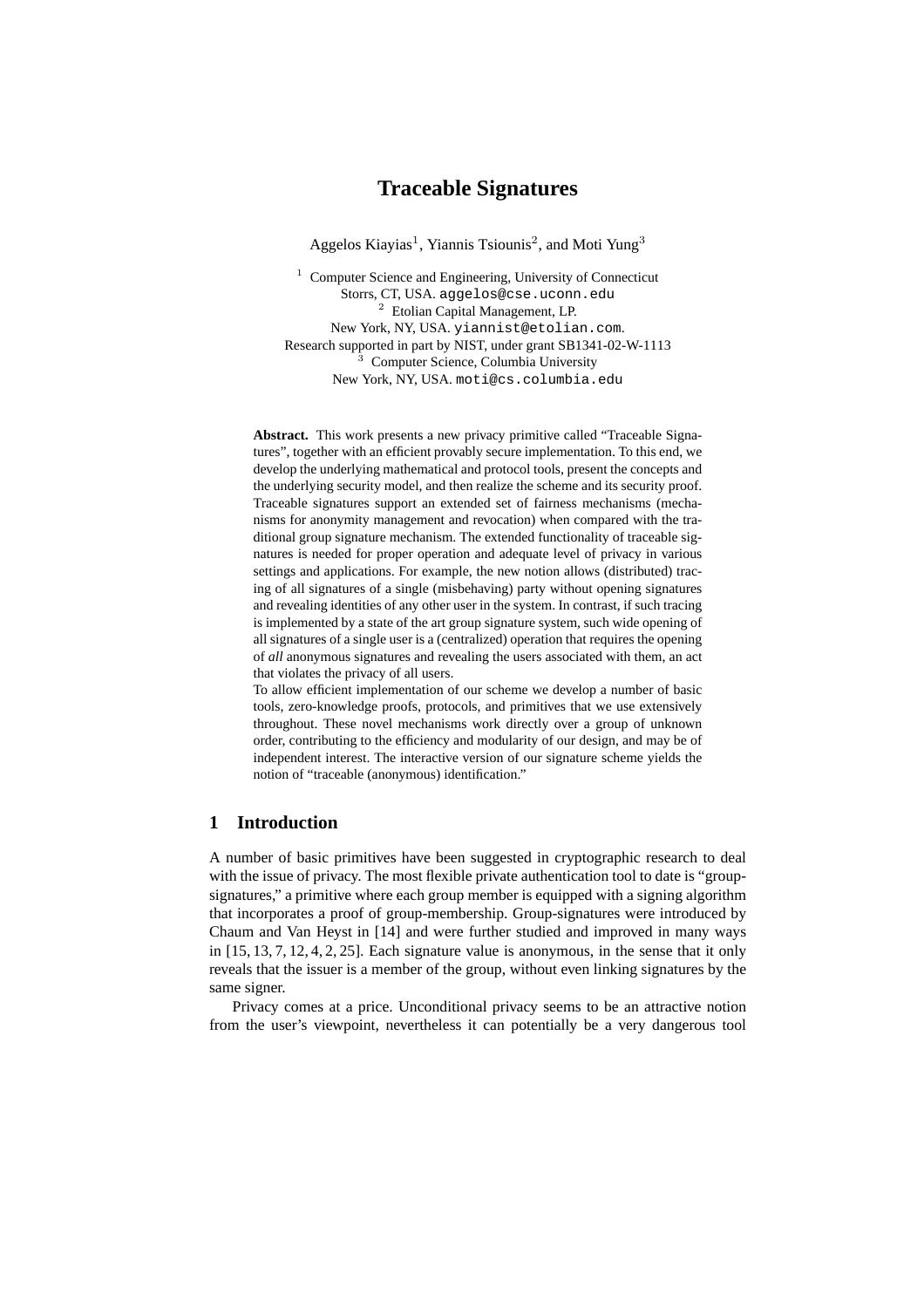# Traceable Signatures

Aggelos Kiayias[1], Yiannis Tsiounis[2], and Moti Yung[3]

[1] Computer Science and Engineering, University of Connecticut
Storrs, CT, USA. aggelos@cse.uconn.edu
[2] Etolian Capital Management, LP.
New York, NY, USA. yiannist@etolian.com.
Research supported in part by NIST, under grant SB1341-02-W-1113
[3] Computer Science, Columbia University
New York, NY, USA. moti@cs.columbia.edu

**Abstract.** This work presents a new privacy primitive called "Traceable Signatures", together with an efficient provably secure implementation. To this end, we develop the underlying mathematical and protocol tools, present the concepts and the underlying security model, and then realize the scheme and its security proof. Traceable signatures support an extended set of fairness mechanisms (mechanisms for anonymity management and revocation) when compared with the traditional group signature mechanism. The extended functionality of traceable signatures is needed for proper operation and adequate level of privacy in various settings and applications. For example, the new notion allows (distributed) tracing of all signatures of a single (misbehaving) party without opening signatures and revealing identities of any other user in the system. In contrast, if such tracing is implemented by a state of the art group signature system, such wide opening of all signatures of a single user is a (centralized) operation that requires the opening of *all* anonymous signatures and revealing the users associated with them, an act that violates the privacy of all users.
To allow efficient implementation of our scheme we develop a number of basic tools, zero-knowledge proofs, protocols, and primitives that we use extensively throughout. These novel mechanisms work directly over a group of unknown order, contributing to the efficiency and modularity of our design, and may be of independent interest. The interactive version of our signature scheme yields the notion of "traceable (anonymous) identification."

## 1 Introduction

A number of basic primitives have been suggested in cryptographic research to deal with the issue of privacy. The most flexible private authentication tool to date is "group-signatures," a primitive where each group member is equipped with a signing algorithm that incorporates a proof of group-membership. Group-signatures were introduced by Chaum and Van Heyst in [14] and were further studied and improved in many ways in [15, 13, 7, 12, 4, 2, 25]. Each signature value is anonymous, in the sense that it only reveals that the issuer is a member of the group, without even linking signatures by the same signer.

Privacy comes at a price. Unconditional privacy seems to be an attractive notion from the user's viewpoint, nevertheless it can potentially be a very dangerous tool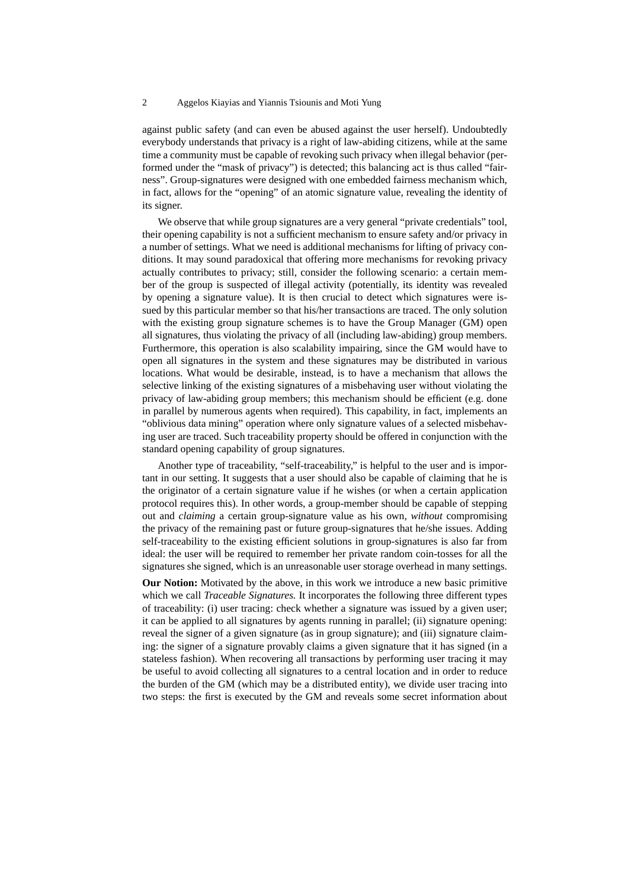against public safety (and can even be abused against the user herself). Undoubtedly everybody understands that privacy is a right of law-abiding citizens, while at the same time a community must be capable of revoking such privacy when illegal behavior (performed under the "mask of privacy") is detected; this balancing act is thus called "fairness". Group-signatures were designed with one embedded fairness mechanism which, in fact, allows for the "opening" of an atomic signature value, revealing the identity of its signer.

We observe that while group signatures are a very general "private credentials" tool, their opening capability is not a sufficient mechanism to ensure safety and/or privacy in a number of settings. What we need is additional mechanisms for lifting of privacy conditions. It may sound paradoxical that offering more mechanisms for revoking privacy actually contributes to privacy; still, consider the following scenario: a certain member of the group is suspected of illegal activity (potentially, its identity was revealed by opening a signature value). It is then crucial to detect which signatures were issued by this particular member so that his/her transactions are traced. The only solution with the existing group signature schemes is to have the Group Manager (GM) open all signatures, thus violating the privacy of all (including law-abiding) group members. Furthermore, this operation is also scalability impairing, since the GM would have to open all signatures in the system and these signatures may be distributed in various locations. What would be desirable, instead, is to have a mechanism that allows the selective linking of the existing signatures of a misbehaving user without violating the privacy of law-abiding group members; this mechanism should be efficient (e.g. done in parallel by numerous agents when required). This capability, in fact, implements an "oblivious data mining" operation where only signature values of a selected misbehaving user are traced. Such traceability property should be offered in conjunction with the standard opening capability of group signatures.

Another type of traceability, "self-traceability," is helpful to the user and is important in our setting. It suggests that a user should also be capable of claiming that he is the originator of a certain signature value if he wishes (or when a certain application protocol requires this). In other words, a group-member should be capable of stepping out and *claiming* a certain group-signature value as his own, *without* compromising the privacy of the remaining past or future group-signatures that he/she issues. Adding self-traceability to the existing efficient solutions in group-signatures is also far from ideal: the user will be required to remember her private random coin-tosses for all the signatures she signed, which is an unreasonable user storage overhead in many settings.

**Our Notion:** Motivated by the above, in this work we introduce a new basic primitive which we call *Traceable Signatures.* It incorporates the following three different types of traceability: (i) user tracing: check whether a signature was issued by a given user; it can be applied to all signatures by agents running in parallel; (ii) signature opening: reveal the signer of a given signature (as in group signature); and (iii) signature claiming: the signer of a signature provably claims a given signature that it has signed (in a stateless fashion). When recovering all transactions by performing user tracing it may be useful to avoid collecting all signatures to a central location and in order to reduce the burden of the GM (which may be a distributed entity), we divide user tracing into two steps: the first is executed by the GM and reveals some secret information about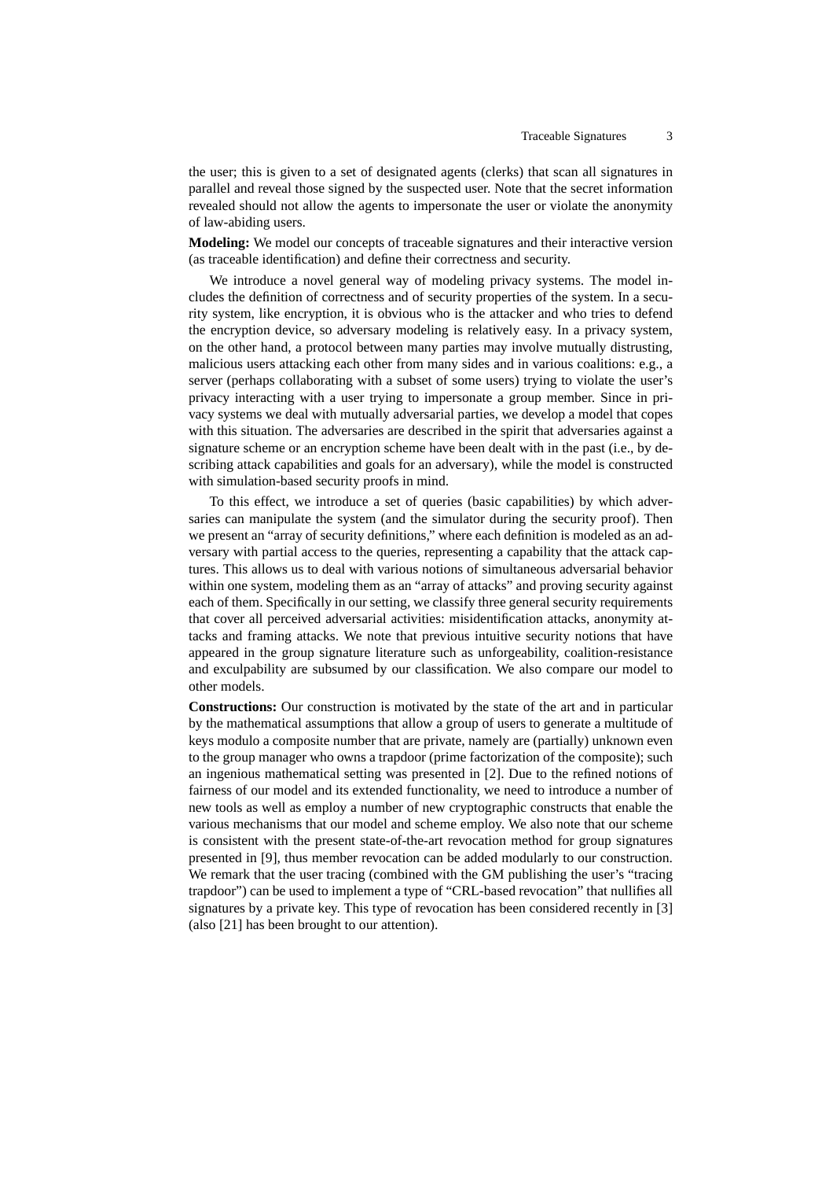the user; this is given to a set of designated agents (clerks) that scan all signatures in parallel and reveal those signed by the suspected user. Note that the secret information revealed should not allow the agents to impersonate the user or violate the anonymity of law-abiding users.

**Modeling:** We model our concepts of traceable signatures and their interactive version (as traceable identification) and define their correctness and security.

We introduce a novel general way of modeling privacy systems. The model includes the definition of correctness and of security properties of the system. In a security system, like encryption, it is obvious who is the attacker and who tries to defend the encryption device, so adversary modeling is relatively easy. In a privacy system, on the other hand, a protocol between many parties may involve mutually distrusting, malicious users attacking each other from many sides and in various coalitions: e.g., a server (perhaps collaborating with a subset of some users) trying to violate the user's privacy interacting with a user trying to impersonate a group member. Since in privacy systems we deal with mutually adversarial parties, we develop a model that copes with this situation. The adversaries are described in the spirit that adversaries against a signature scheme or an encryption scheme have been dealt with in the past (i.e., by describing attack capabilities and goals for an adversary), while the model is constructed with simulation-based security proofs in mind.

To this effect, we introduce a set of queries (basic capabilities) by which adversaries can manipulate the system (and the simulator during the security proof). Then we present an "array of security definitions," where each definition is modeled as an adversary with partial access to the queries, representing a capability that the attack captures. This allows us to deal with various notions of simultaneous adversarial behavior within one system, modeling them as an "array of attacks" and proving security against each of them. Specifically in our setting, we classify three general security requirements that cover all perceived adversarial activities: misidentification attacks, anonymity attacks and framing attacks. We note that previous intuitive security notions that have appeared in the group signature literature such as unforgeability, coalition-resistance and exculpability are subsumed by our classification. We also compare our model to other models.

**Constructions:** Our construction is motivated by the state of the art and in particular by the mathematical assumptions that allow a group of users to generate a multitude of keys modulo a composite number that are private, namely are (partially) unknown even to the group manager who owns a trapdoor (prime factorization of the composite); such an ingenious mathematical setting was presented in [2]. Due to the refined notions of fairness of our model and its extended functionality, we need to introduce a number of new tools as well as employ a number of new cryptographic constructs that enable the various mechanisms that our model and scheme employ. We also note that our scheme is consistent with the present state-of-the-art revocation method for group signatures presented in [9], thus member revocation can be added modularly to our construction. We remark that the user tracing (combined with the GM publishing the user's "tracing trapdoor") can be used to implement a type of "CRL-based revocation" that nullifies all signatures by a private key. This type of revocation has been considered recently in [3] (also [21] has been brought to our attention).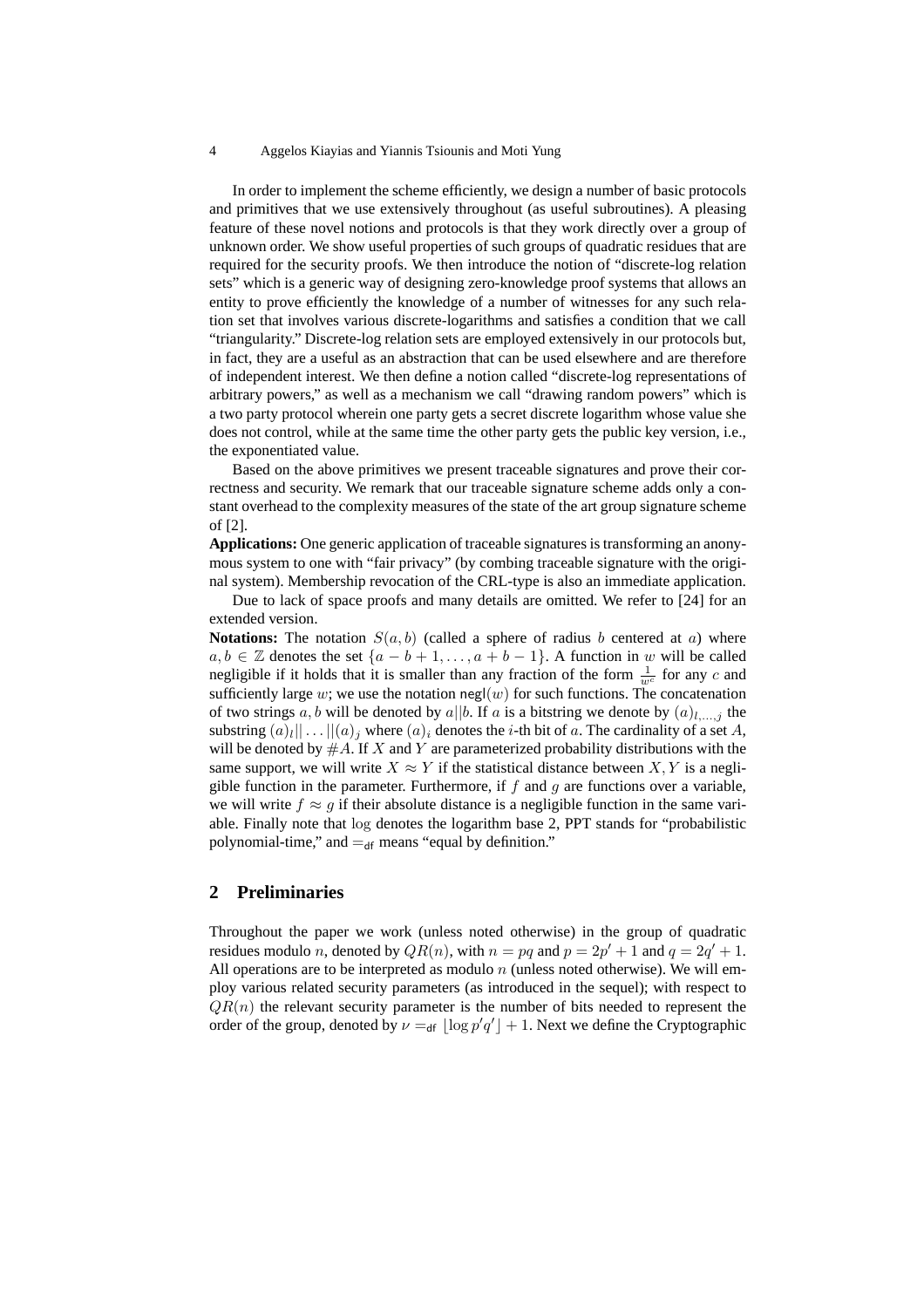In order to implement the scheme efficiently, we design a number of basic protocols and primitives that we use extensively throughout (as useful subroutines). A pleasing feature of these novel notions and protocols is that they work directly over a group of unknown order. We show useful properties of such groups of quadratic residues that are required for the security proofs. We then introduce the notion of "discrete-log relation sets" which is a generic way of designing zero-knowledge proof systems that allows an entity to prove efficiently the knowledge of a number of witnesses for any such relation set that involves various discrete-logarithms and satisfies a condition that we call "triangularity." Discrete-log relation sets are employed extensively in our protocols but, in fact, they are a useful as an abstraction that can be used elsewhere and are therefore of independent interest. We then define a notion called "discrete-log representations of arbitrary powers," as well as a mechanism we call "drawing random powers" which is a two party protocol wherein one party gets a secret discrete logarithm whose value she does not control, while at the same time the other party gets the public key version, i.e., the exponentiated value.

Based on the above primitives we present traceable signatures and prove their correctness and security. We remark that our traceable signature scheme adds only a constant overhead to the complexity measures of the state of the art group signature scheme of [2].

**Applications:** One generic application of traceable signatures is transforming an anonymous system to one with "fair privacy" (by combing traceable signature with the original system). Membership revocation of the CRL-type is also an immediate application.

Due to lack of space proofs and many details are omitted. We refer to [24] for an extended version.

**Notations:** The notation $S(a, b)$ (called a sphere of radius $b$ centered at $a$) where $a, b \in \mathbb{Z}$ denotes the set $\{a - b + 1, \ldots, a + b - 1\}$. A function in $w$ will be called negligible if it holds that it is smaller than any fraction of the form $\frac{1}{w^c}$ for any $c$ and sufficiently large $w$; we use the notation $\mathsf{negl}(w)$ for such functions. The concatenation of two strings $a, b$ will be denoted by $a||b$. If $a$ is a bitstring we denote by $(a)_{l,\ldots,j}$ the substring $(a)_l|| \ldots ||(a)_j$ where $(a)_i$ denotes the $i$-th bit of $a$. The cardinality of a set $A$, will be denoted by $\#A$. If $X$ and $Y$ are parameterized probability distributions with the same support, we will write $X \approx Y$ if the statistical distance between $X, Y$ is a negligible function in the parameter. Furthermore, if $f$ and $g$ are functions over a variable, we will write $f \approx g$ if their absolute distance is a negligible function in the same variable. Finally note that $\log$ denotes the logarithm base 2, PPT stands for "probabilistic polynomial-time," and $=_{\mathsf{df}}$ means "equal by definition."

## 2 Preliminaries

Throughout the paper we work (unless noted otherwise) in the group of quadratic residues modulo $n$, denoted by $QR(n)$, with $n = pq$ and $p = 2p' + 1$ and $q = 2q' + 1$. All operations are to be interpreted as modulo $n$ (unless noted otherwise). We will employ various related security parameters (as introduced in the sequel); with respect to $QR(n)$ the relevant security parameter is the number of bits needed to represent the order of the group, denoted by $\nu =_{\mathsf{df}} \lfloor \log p'q' \rfloor + 1$. Next we define the Cryptographic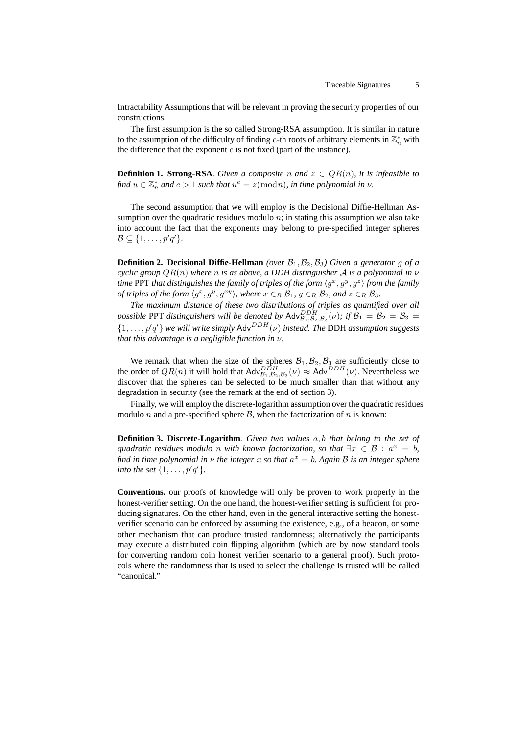Intractability Assumptions that will be relevant in proving the security properties of our constructions.

The first assumption is the so called Strong-RSA assumption. It is similar in nature to the assumption of the difficulty of finding $e$-th roots of arbitrary elements in $\mathbb{Z}_n^*$ with the difference that the exponent $e$ is not fixed (part of the instance).

**Definition 1. Strong-RSA**. *Given a composite $n$ and $z \in QR(n)$, it is infeasible to find $u \in \mathbb{Z}_n^*$ and $e > 1$ such that $u^e = z(\text{mod} n)$, in time polynomial in $\nu$.*

The second assumption that we will employ is the Decisional Diffie-Hellman Assumption over the quadratic residues modulo $n$; in stating this assumption we also take into account the fact that the exponents may belong to pre-specified integer spheres $\mathcal{B} \subseteq \{1, \ldots, p'q'\}$.

**Definition 2. Decisional Diffie-Hellman** *(over $\mathcal{B}_1, \mathcal{B}_2, \mathcal{B}_3$) Given a generator $g$ of a cyclic group $QR(n)$ where $n$ is as above, a DDH distinguisher $\mathcal{A}$ is a polynomial in $\nu$ time* PPT *that distinguishes the family of triples of the form $\langle g^x, g^y, g^z \rangle$ from the family of triples of the form $\langle g^x, g^y, g^{xy} \rangle$, where $x \in_R \mathcal{B}_1$, $y \in_R \mathcal{B}_2$, and $z \in_R \mathcal{B}_3$.*

*The maximum distance of these two distributions of triples as quantified over all possible* PPT *distinguishers will be denoted by $\mathsf{Adv}^{DDH}_{\mathcal{B}_1,\mathcal{B}_2,\mathcal{B}_3}(\nu)$; if $\mathcal{B}_1 = \mathcal{B}_2 = \mathcal{B}_3 = \{1, \ldots, p'q'\}$ we will write simply $\mathsf{Adv}^{DDH}(\nu)$ instead. The* DDH *assumption suggests that this advantage is a negligible function in $\nu$.*

We remark that when the size of the spheres $\mathcal{B}_1, \mathcal{B}_2, \mathcal{B}_3$ are sufficiently close to the order of $QR(n)$ it will hold that $\mathsf{Adv}^{DDH}_{\mathcal{B}_1,\mathcal{B}_2,\mathcal{B}_3}(\nu) \approx \mathsf{Adv}^{DDH}(\nu)$. Nevertheless we discover that the spheres can be selected to be much smaller than that without any degradation in security (see the remark at the end of section 3).

Finally, we will employ the discrete-logarithm assumption over the quadratic residues modulo $n$ and a pre-specified sphere $\mathcal{B}$, when the factorization of $n$ is known:

**Definition 3. Discrete-Logarithm**. *Given two values $a, b$ that belong to the set of quadratic residues modulo $n$ with known factorization, so that $\exists x \in \mathcal{B} : a^x = b$, find in time polynomial in $\nu$ the integer $x$ so that $a^x = b$. Again $\mathcal{B}$ is an integer sphere into the set $\{1, \ldots, p'q'\}$.*

**Conventions.** our proofs of knowledge will only be proven to work properly in the honest-verifier setting. On the one hand, the honest-verifier setting is sufficient for producing signatures. On the other hand, even in the general interactive setting the honest-verifier scenario can be enforced by assuming the existence, e.g., of a beacon, or some other mechanism that can produce trusted randomness; alternatively the participants may execute a distributed coin flipping algorithm (which are by now standard tools for converting random coin honest verifier scenario to a general proof). Such protocols where the randomness that is used to select the challenge is trusted will be called "canonical."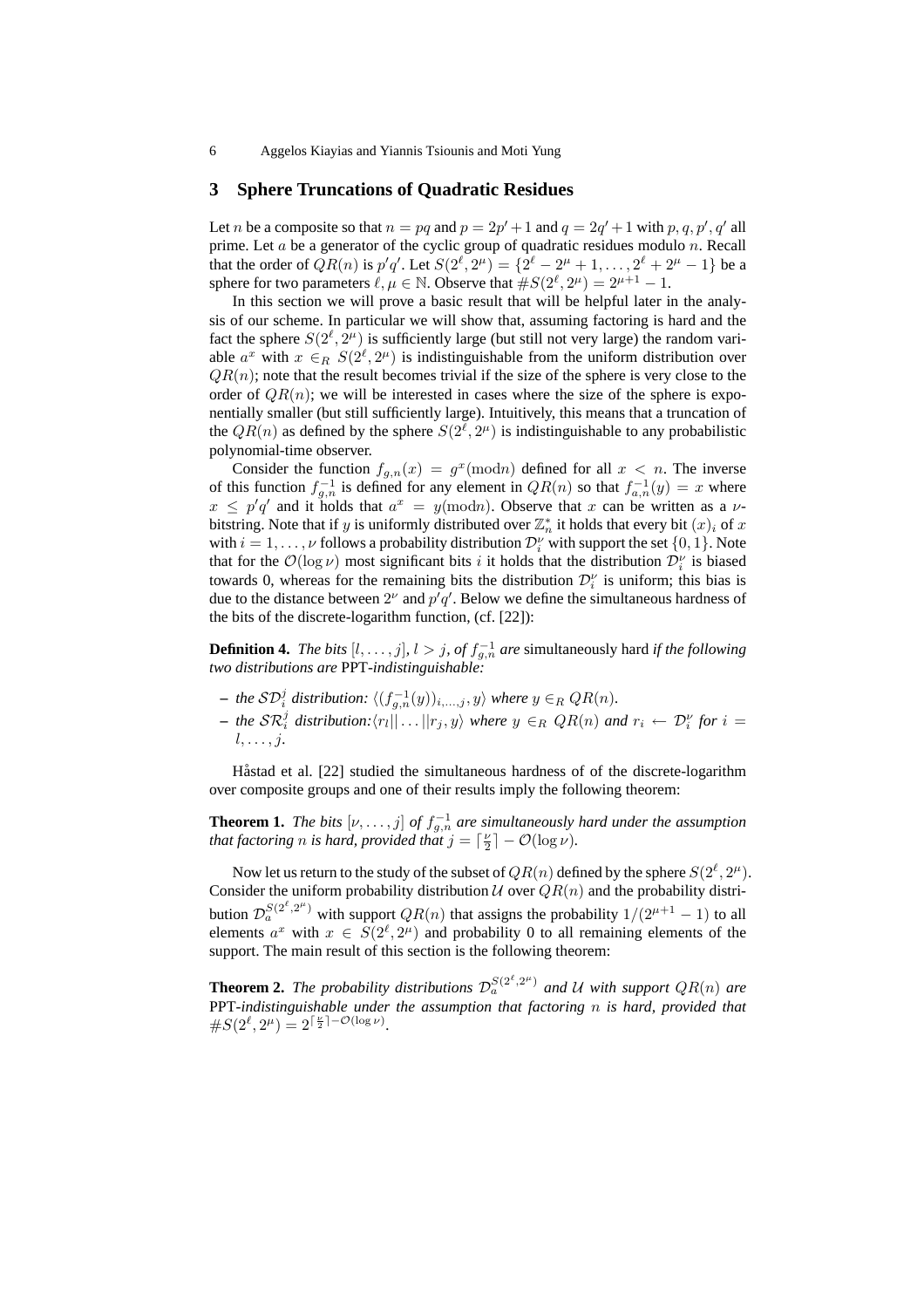## 3 Sphere Truncations of Quadratic Residues

Let $n$ be a composite so that $n = pq$ and $p = 2p' + 1$ and $q = 2q' + 1$ with $p, q, p', q'$ all prime. Let $a$ be a generator of the cyclic group of quadratic residues modulo $n$. Recall that the order of $QR(n)$ is $p'q'$. Let $S(2^\ell, 2^\mu) = \{2^\ell - 2^\mu + 1, \ldots, 2^\ell + 2^\mu - 1\}$ be a sphere for two parameters $\ell, \mu \in \mathbb{N}$. Observe that $\#S(2^\ell, 2^\mu) = 2^{\mu+1} - 1$.

In this section we will prove a basic result that will be helpful later in the analysis of our scheme. In particular we will show that, assuming factoring is hard and the fact the sphere $S(2^\ell, 2^\mu)$ is sufficiently large (but still not very large) the random variable $a^x$ with $x \in_R S(2^\ell, 2^\mu)$ is indistinguishable from the uniform distribution over $QR(n)$; note that the result becomes trivial if the size of the sphere is very close to the order of $QR(n)$; we will be interested in cases where the size of the sphere is exponentially smaller (but still sufficiently large). Intuitively, this means that a truncation of the $QR(n)$ as defined by the sphere $S(2^\ell, 2^\mu)$ is indistinguishable to any probabilistic polynomial-time observer.

Consider the function $f_{g,n}(x) = g^x (\mathrm{mod} n)$ defined for all $x < n$. The inverse of this function $f_{g,n}^{-1}$ is defined for any element in $QR(n)$ so that $f_{a,n}^{-1}(y) = x$ where $x \leq p'q'$ and it holds that $a^x = y (\mathrm{mod} n)$. Observe that $x$ can be written as a $\nu$-bitstring. Note that if $y$ is uniformly distributed over $\mathbb{Z}_n^*$ it holds that every bit $(x)_i$ of $x$ with $i = 1, \ldots, \nu$ follows a probability distribution $\mathcal{D}_i^\nu$ with support the set $\{0, 1\}$. Note that for the $\mathcal{O}(\log \nu)$ most significant bits $i$ it holds that the distribution $\mathcal{D}_i^\nu$ is biased towards 0, whereas for the remaining bits the distribution $\mathcal{D}_i^\nu$ is uniform; this bias is due to the distance between $2^\nu$ and $p'q'$. Below we define the simultaneous hardness of the bits of the discrete-logarithm function, (cf. [22]):

**Definition 4.** *The bits $[l, \ldots, j]$, $l > j$, of $f_{g,n}^{-1}$ are* simultaneously hard *if the following two distributions are* PPT*-indistinguishable:*

- *the $\mathcal{SD}_i^j$ distribution: $\langle (f_{g,n}^{-1}(y))_{i,\ldots,j}, y \rangle$ where $y \in_R QR(n)$.*
- *the $\mathcal{SR}_i^j$ distribution: $\langle r_l || \ldots || r_j, y \rangle$ where $y \in_R QR(n)$ and $r_i \leftarrow \mathcal{D}_i^\nu$ for $i = l, \ldots, j$.*

Håstad et al. [22] studied the simultaneous hardness of of the discrete-logarithm over composite groups and one of their results imply the following theorem:

**Theorem 1.** *The bits $[\nu, \ldots, j]$ of $f_{g,n}^{-1}$ are simultaneously hard under the assumption that factoring $n$ is hard, provided that $j = \lceil \frac{\nu}{2} \rceil - \mathcal{O}(\log \nu)$.*

Now let us return to the study of the subset of $QR(n)$ defined by the sphere $S(2^\ell, 2^\mu)$. Consider the uniform probability distribution $\mathcal{U}$ over $QR(n)$ and the probability distribution $\mathcal{D}_a^{S(2^\ell, 2^\mu)}$ with support $QR(n)$ that assigns the probability $1/(2^{\mu+1} - 1)$ to all elements $a^x$ with $x \in S(2^\ell, 2^\mu)$ and probability 0 to all remaining elements of the support. The main result of this section is the following theorem:

**Theorem 2.** *The probability distributions $\mathcal{D}_a^{S(2^\ell, 2^\mu)}$ and $\mathcal{U}$ with support $QR(n)$ are* PPT*-indistinguishable under the assumption that factoring $n$ is hard, provided that $\#S(2^\ell, 2^\mu) = 2^{\lceil \frac{\nu}{2} \rceil - \mathcal{O}(\log \nu)}$.*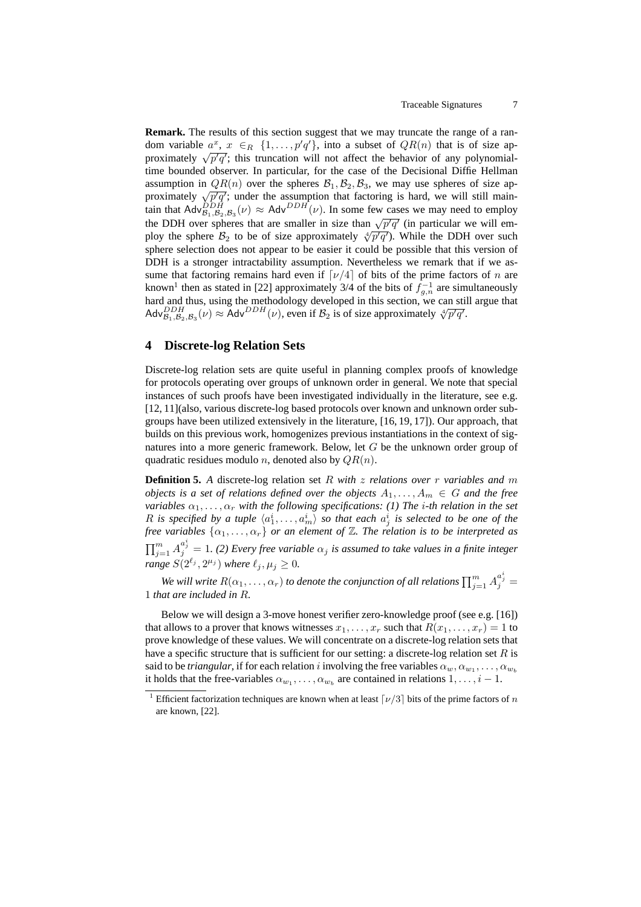**Remark.** The results of this section suggest that we may truncate the range of a random variable $a^x$, $x \in_R \{1, \ldots, p'q'\}$, into a subset of $QR(n)$ that is of size approximately $\sqrt{p'q'}$; this truncation will not affect the behavior of any polynomial-time bounded observer. In particular, for the case of the Decisional Diffie Hellman assumption in $QR(n)$ over the spheres $\mathcal{B}_1, \mathcal{B}_2, \mathcal{B}_3$, we may use spheres of size approximately $\sqrt{p'q'}$; under the assumption that factoring is hard, we will still maintain that $\mathsf{Adv}^{DDH}_{\mathcal{B}_1,\mathcal{B}_2,\mathcal{B}_3}(\nu) \approx \mathsf{Adv}^{DDH}(\nu)$. In some few cases we may need to employ the DDH over spheres that are smaller in size than $\sqrt{p'q'}$ (in particular we will employ the sphere $\mathcal{B}_2$ to be of size approximately $\sqrt[4]{p'q'}$). While the DDH over such sphere selection does not appear to be easier it could be possible that this version of DDH is a stronger intractability assumption. Nevertheless we remark that if we assume that factoring remains hard even if $\lceil \nu/4 \rceil$ of bits of the prime factors of $n$ are known[1] then as stated in [22] approximately 3/4 of the bits of $f^{-1}_{g,n}$ are simultaneously hard and thus, using the methodology developed in this section, we can still argue that $\mathsf{Adv}^{DDH}_{\mathcal{B}_1,\mathcal{B}_2,\mathcal{B}_3}(\nu) \approx \mathsf{Adv}^{DDH}(\nu)$, even if $\mathcal{B}_2$ is of size approximately $\sqrt[4]{p'q'}$.

## 4 Discrete-log Relation Sets

Discrete-log relation sets are quite useful in planning complex proofs of knowledge for protocols operating over groups of unknown order in general. We note that special instances of such proofs have been investigated individually in the literature, see e.g. [12, 11](also, various discrete-log based protocols over known and unknown order subgroups have been utilized extensively in the literature, [16, 19, 17]). Our approach, that builds on this previous work, homogenizes previous instantiations in the context of signatures into a more generic framework. Below, let $G$ be the unknown order group of quadratic residues modulo $n$, denoted also by $QR(n)$.

**Definition 5.** *A* discrete-log relation set $R$ *with* $z$ *relations over* $r$ *variables and* $m$ *objects is a set of relations defined over the objects* $A_1, \ldots, A_m \in G$ *and the free variables* $\alpha_1, \ldots, \alpha_r$ *with the following specifications: (1) The* $i$*-th relation in the set* $R$ *is specified by a tuple* $\langle a^i_1, \ldots, a^i_m \rangle$ *so that each* $a^i_j$ *is selected to be one of the free variables* $\{\alpha_1, \ldots, \alpha_r\}$ *or an element of* $\mathbb{Z}$*. The relation is to be interpreted as* $\prod_{j=1}^{m} A_j^{a^i_j} = 1$*. (2) Every free variable* $\alpha_j$ *is assumed to take values in a finite integer range* $S(2^{\ell_j}, 2^{\mu_j})$ *where* $\ell_j, \mu_j \geq 0$*.*

*We will write* $R(\alpha_1, \ldots, \alpha_r)$ *to denote the conjunction of all relations* $\prod_{j=1}^{m} A_j^{a^i_j} = 1$ *that are included in* $R$*.*

Below we will design a 3-move honest verifier zero-knowledge proof (see e.g. [16]) that allows to a prover that knows witnesses $x_1, \ldots, x_r$ such that $R(x_1, \ldots, x_r) = 1$ to prove knowledge of these values. We will concentrate on a discrete-log relation sets that have a specific structure that is sufficient for our setting: a discrete-log relation set $R$ is said to be *triangular*, if for each relation $i$ involving the free variables $\alpha_w, \alpha_{w_1}, \ldots, \alpha_{w_b}$ it holds that the free-variables $\alpha_{w_1}, \ldots, \alpha_{w_b}$ are contained in relations $1, \ldots, i-1$.

[1] Efficient factorization techniques are known when at least $\lceil \nu/3 \rceil$ bits of the prime factors of $n$ are known, [22].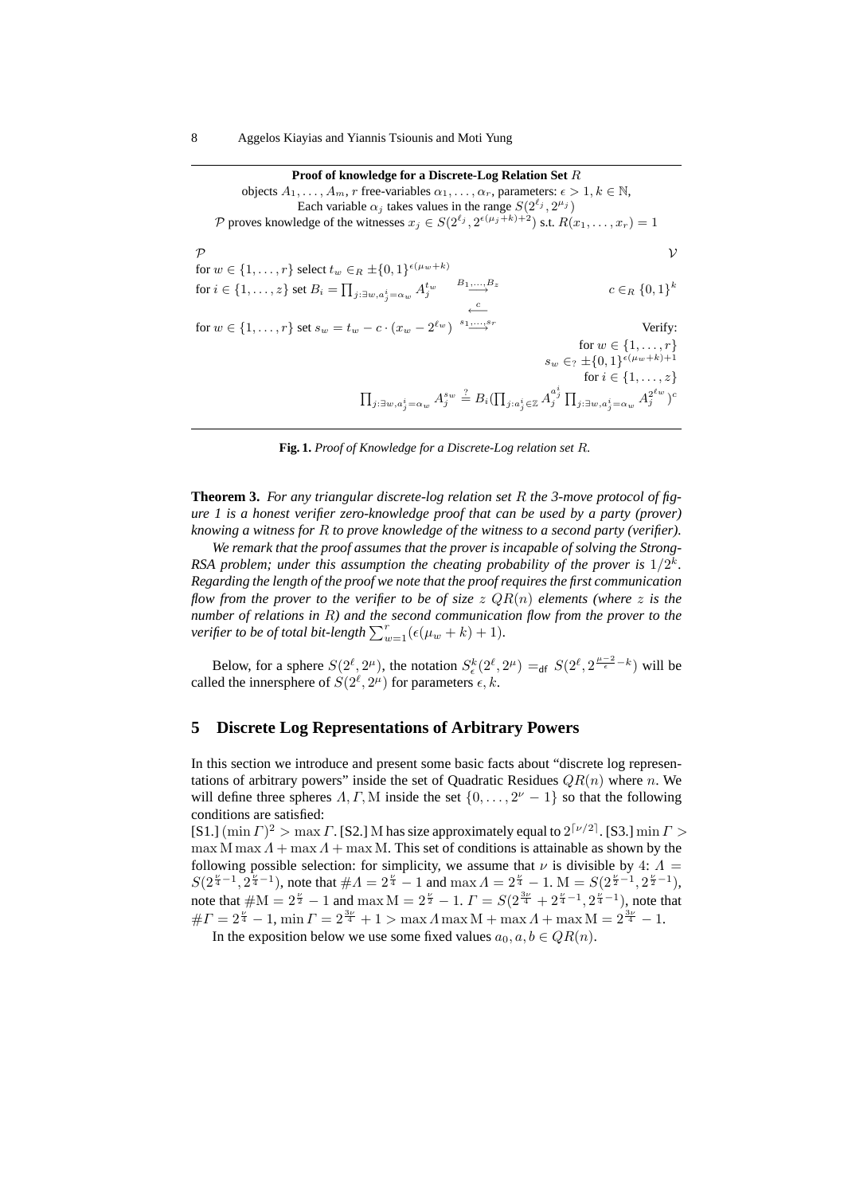**Proof of knowledge for a Discrete-Log Relation Set $R$**

objects $A_1, \ldots, A_m$, $r$ free-variables $\alpha_1, \ldots, \alpha_r$, parameters: $\epsilon > 1, k \in \mathbb{N}$,
Each variable $\alpha_j$ takes values in the range $S(2^{\ell_j}, 2^{\mu_j})$
$\mathcal{P}$ proves knowledge of the witnesses $x_j \in S(2^{\ell_j}, 2^{\epsilon(\mu_j+k)+2})$ s.t. $R(x_1, \ldots, x_r) = 1$

| $\mathcal{P}$ | | $\mathcal{V}$ |
|---|---|---|
| for $w \in \{1, \ldots, r\}$ select $t_w \in_R \pm\{0,1\}^{\epsilon(\mu_w+k)}$ | | |
| for $i \in \{1, \ldots, z\}$ set $B_i = \prod_{j:\exists w, a^i_j = \alpha_w} A_j^{t_w}$ | $\xrightarrow{B_1, \ldots, B_z}$ | $c \in_R \{0,1\}^k$ |
| | $\xleftarrow{c}$ | |
| for $w \in \{1, \ldots, r\}$ set $s_w = t_w - c \cdot (x_w - 2^{\ell_w})$ | $\xrightarrow{s_1, \ldots, s_r}$ | Verify: |
| | | for $w \in \{1, \ldots, r\}$ |
| | | $s_w \in_? \pm\{0,1\}^{\epsilon(\mu_w+k)+1}$ |
| | | for $i \in \{1, \ldots, z\}$ |
| | | $\prod_{j:\exists w, a^i_j = \alpha_w} A_j^{s_w} \stackrel{?}{=} B_i (\prod_{j:a^i_j \in \mathbb{Z}} A_j^{a^i_j} \prod_{j:\exists w, a^i_j = \alpha_w} A_j^{2^{\ell_w}})^c$ |

**Fig. 1.** *Proof of Knowledge for a Discrete-Log relation set $R$.*

**Theorem 3.** *For any triangular discrete-log relation set $R$ the 3-move protocol of figure 1 is a honest verifier zero-knowledge proof that can be used by a party (prover) knowing a witness for $R$ to prove knowledge of the witness to a second party (verifier).*

*We remark that the proof assumes that the prover is incapable of solving the Strong-RSA problem; under this assumption the cheating probability of the prover is $1/2^k$. Regarding the length of the proof we note that the proof requires the first communication flow from the prover to the verifier to be of size $z$ $QR(n)$ elements (where $z$ is the number of relations in $R$) and the second communication flow from the prover to the verifier to be of total bit-length $\sum_{w=1}^{r}(\epsilon(\mu_w + k) + 1)$.*

Below, for a sphere $S(2^\ell, 2^\mu)$, the notation $S^k_\epsilon(2^\ell, 2^\mu) =_{\mathsf{df}} S(2^\ell, 2^{\frac{\mu-2}{\epsilon}-k})$ will be called the innersphere of $S(2^\ell, 2^\mu)$ for parameters $\epsilon, k$.

## 5 Discrete Log Representations of Arbitrary Powers

In this section we introduce and present some basic facts about "discrete log representations of arbitrary powers" inside the set of Quadratic Residues $QR(n)$ where $n$. We will define three spheres $\Lambda, \Gamma, \mathrm{M}$ inside the set $\{0, \ldots, 2^\nu - 1\}$ so that the following conditions are satisfied:

[S1.] $(\min \Gamma)^2 > \max \Gamma$. [S2.] $\mathrm{M}$ has size approximately equal to $2^{\lceil \nu/2 \rceil}$. [S3.] $\min \Gamma > \max \mathrm{M} \max \Lambda + \max \Lambda + \max \mathrm{M}$. This set of conditions is attainable as shown by the following possible selection: for simplicity, we assume that $\nu$ is divisible by 4: $\Lambda = S(2^{\frac{\nu}{4}-1}, 2^{\frac{\nu}{4}-1})$, note that $\#\Lambda = 2^{\frac{\nu}{4}} - 1$ and $\max \Lambda = 2^{\frac{\nu}{4}} - 1$. $\mathrm{M} = S(2^{\frac{\nu}{2}-1}, 2^{\frac{\nu}{2}-1})$, note that $\#\mathrm{M} = 2^{\frac{\nu}{2}} - 1$ and $\max \mathrm{M} = 2^{\frac{\nu}{2}} - 1$. $\Gamma = S(2^{\frac{3\nu}{4}} + 2^{\frac{\nu}{4}-1}, 2^{\frac{\nu}{4}-1})$, note that $\#\Gamma = 2^{\frac{\nu}{4}} - 1$, $\min \Gamma = 2^{\frac{3\nu}{4}} + 1 > \max \Lambda \max \mathrm{M} + \max \Lambda + \max \mathrm{M} = 2^{\frac{3\nu}{4}} - 1$.

In the exposition below we use some fixed values $a_0, a, b \in QR(n)$.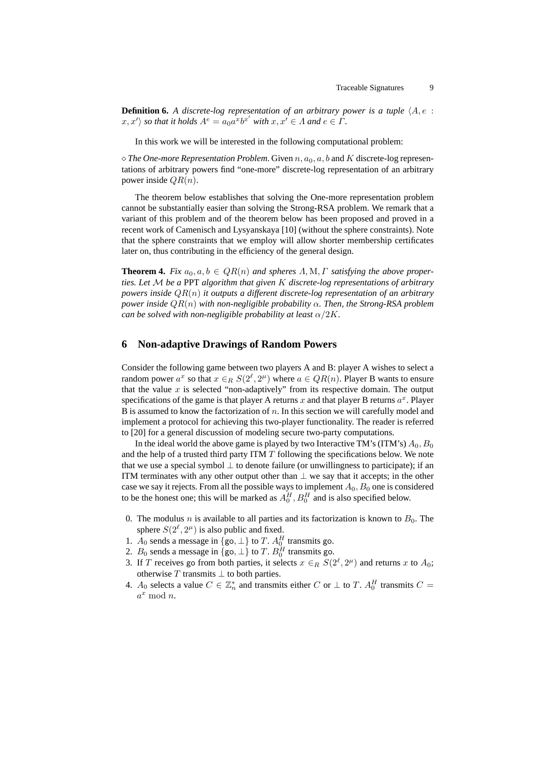**Definition 6.** *A discrete-log representation of an arbitrary power is a tuple* $\langle A, e : x, x' \rangle$ *so that it holds* $A^e = a_0 a^x b^{x'}$ *with* $x, x' \in \Lambda$ *and* $e \in \Gamma$.

In this work we will be interested in the following computational problem:

$\diamond$ *The One-more Representation Problem*. Given $n, a_0, a, b$ and $K$ discrete-log representations of arbitrary powers find "one-more" discrete-log representation of an arbitrary power inside $QR(n)$.

The theorem below establishes that solving the One-more representation problem cannot be substantially easier than solving the Strong-RSA problem. We remark that a variant of this problem and of the theorem below has been proposed and proved in a recent work of Camenisch and Lysyanskaya [10] (without the sphere constraints). Note that the sphere constraints that we employ will allow shorter membership certificates later on, thus contributing in the efficiency of the general design.

**Theorem 4.** *Fix* $a_0, a, b \in QR(n)$ *and spheres* $\Lambda, \mathrm{M}, \Gamma$ *satisfying the above properties. Let* $\mathcal{M}$ *be a* PPT *algorithm that given* $K$ *discrete-log representations of arbitrary powers inside* $QR(n)$ *it outputs a different discrete-log representation of an arbitrary power inside* $QR(n)$ *with non-negligible probability* $\alpha$. *Then, the Strong-RSA problem can be solved with non-negligible probability at least* $\alpha/2K$.

## 6 Non-adaptive Drawings of Random Powers

Consider the following game between two players A and B: player A wishes to select a random power $a^x$ so that $x \in_R S(2^\ell, 2^\mu)$ where $a \in QR(n)$. Player B wants to ensure that the value $x$ is selected "non-adaptively" from its respective domain. The output specifications of the game is that player A returns $x$ and that player B returns $a^x$. Player B is assumed to know the factorization of $n$. In this section we will carefully model and implement a protocol for achieving this two-player functionality. The reader is referred to [20] for a general discussion of modeling secure two-party computations.

In the ideal world the above game is played by two Interactive TM's (ITM's) $A_0, B_0$ and the help of a trusted third party ITM $T$ following the specifications below. We note that we use a special symbol $\perp$ to denote failure (or unwillingness to participate); if an ITM terminates with any other output other than $\perp$ we say that it accepts; in the other case we say it rejects. From all the possible ways to implement $A_0, B_0$ one is considered to be the honest one; this will be marked as $A_0^H, B_0^H$ and is also specified below.

0. The modulus $n$ is available to all parties and its factorization is known to $B_0$. The sphere $S(2^\ell, 2^\mu)$ is also public and fixed.
1. $A_0$ sends a message in $\{\text{go}, \perp\}$ to $T$. $A_0^H$ transmits go.
2. $B_0$ sends a message in $\{\text{go}, \perp\}$ to $T$. $B_0^H$ transmits go.
3. If $T$ receives go from both parties, it selects $x \in_R S(2^\ell, 2^\mu)$ and returns $x$ to $A_0$; otherwise $T$ transmits $\perp$ to both parties.
4. $A_0$ selects a value $C \in \mathbb{Z}_n^*$ and transmits either $C$ or $\perp$ to $T$. $A_0^H$ transmits $C = a^x \bmod n$.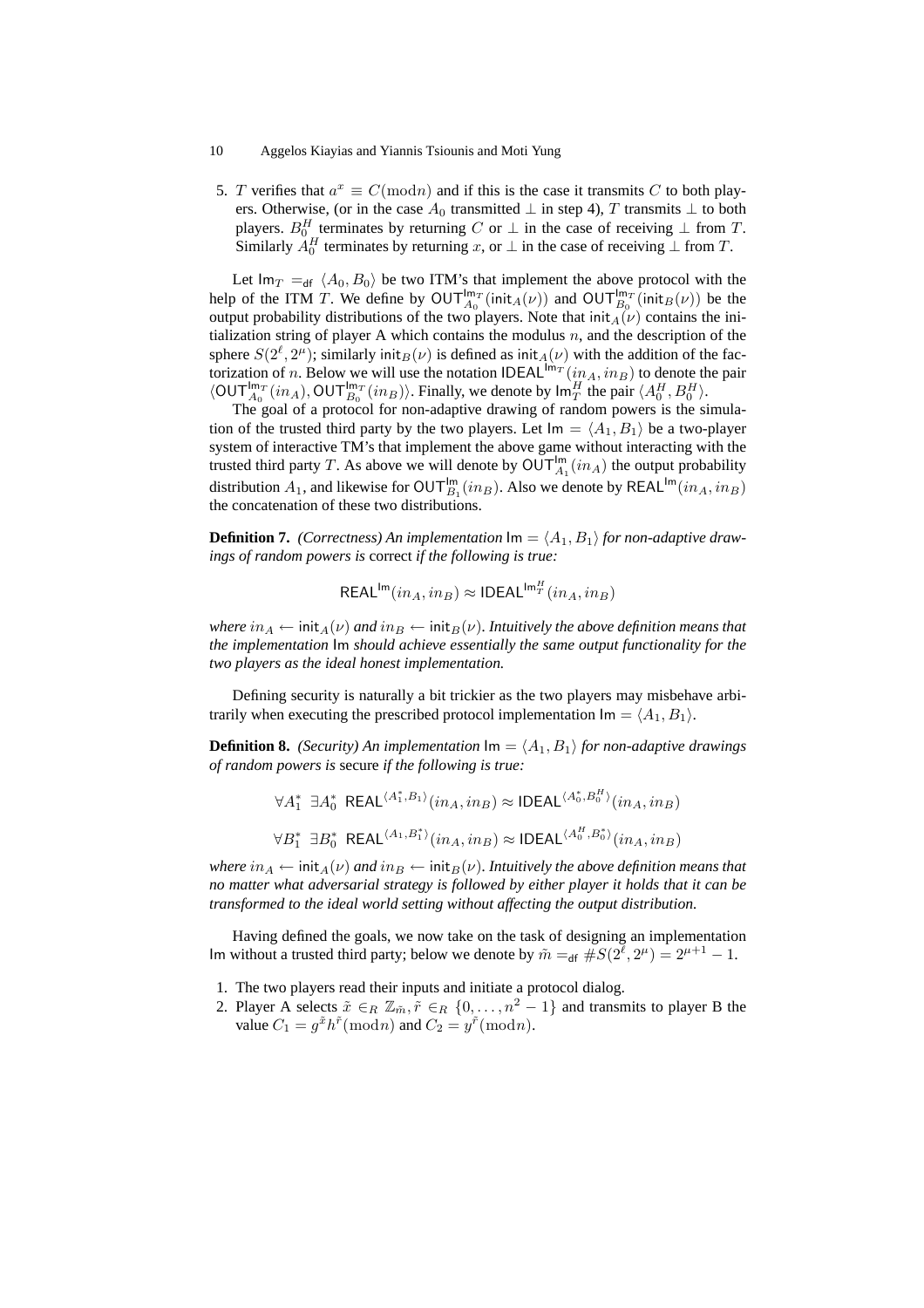5. $T$ verifies that $a^x \equiv C(\bmod n)$ and if this is the case it transmits $C$ to both players. Otherwise, (or in the case $A_0$ transmitted $\perp$ in step 4), $T$ transmits $\perp$ to both players. $B_0^H$ terminates by returning $C$ or $\perp$ in the case of receiving $\perp$ from $T$. Similarly $A_0^H$ terminates by returning $x$, or $\perp$ in the case of receiving $\perp$ from $T$.

Let $\mathsf{Im}_T =_{\mathsf{df}} \langle A_0, B_0 \rangle$ be two ITM's that implement the above protocol with the help of the ITM $T$. We define by $\mathsf{OUT}_{A_0}^{\mathsf{Im}_T}(\mathsf{init}_A(\nu))$ and $\mathsf{OUT}_{B_0}^{\mathsf{Im}_T}(\mathsf{init}_B(\nu))$ be the output probability distributions of the two players. Note that $\mathsf{init}_A(\nu)$ contains the initialization string of player A which contains the modulus $n$, and the description of the sphere $S(2^\ell, 2^\mu)$; similarly $\mathsf{init}_B(\nu)$ is defined as $\mathsf{init}_A(\nu)$ with the addition of the factorization of $n$. Below we will use the notation $\mathsf{IDEAL}^{\mathsf{Im}_T}(in_A, in_B)$ to denote the pair $\langle \mathsf{OUT}_{A_0}^{\mathsf{Im}_T}(in_A), \mathsf{OUT}_{B_0}^{\mathsf{Im}_T}(in_B) \rangle$. Finally, we denote by $\mathsf{Im}_T^H$ the pair $\langle A_0^H, B_0^H \rangle$.

The goal of a protocol for non-adaptive drawing of random powers is the simulation of the trusted third party by the two players. Let $\mathsf{Im} = \langle A_1, B_1 \rangle$ be a two-player system of interactive TM's that implement the above game without interacting with the trusted third party $T$. As above we will denote by $\mathsf{OUT}_{A_1}^{\mathsf{Im}}(in_A)$ the output probability distribution $A_1$, and likewise for $\mathsf{OUT}_{B_1}^{\mathsf{Im}}(in_B)$. Also we denote by $\mathsf{REAL}^{\mathsf{Im}}(in_A, in_B)$ the concatenation of these two distributions.

**Definition 7.** *(Correctness) An implementation $\mathsf{Im} = \langle A_1, B_1 \rangle$ for non-adaptive drawings of random powers is* correct *if the following is true:*

$$\mathsf{REAL}^{\mathsf{Im}}(in_A, in_B) \approx \mathsf{IDEAL}^{\mathsf{Im}_T^H}(in_A, in_B)$$

*where $in_A \leftarrow \mathsf{init}_A(\nu)$ and $in_B \leftarrow \mathsf{init}_B(\nu)$. Intuitively the above definition means that the implementation* $\mathsf{Im}$ *should achieve essentially the same output functionality for the two players as the ideal honest implementation.*

Defining security is naturally a bit trickier as the two players may misbehave arbitrarily when executing the prescribed protocol implementation $\mathsf{Im} = \langle A_1, B_1 \rangle$.

**Definition 8.** *(Security) An implementation $\mathsf{Im} = \langle A_1, B_1 \rangle$ for non-adaptive drawings of random powers is* secure *if the following is true:*

$$\forall A_1^* \ \exists A_0^* \ \mathsf{REAL}^{\langle A_1^*, B_1 \rangle}(in_A, in_B) \approx \mathsf{IDEAL}^{\langle A_0^*, B_0^H \rangle}(in_A, in_B)$$

$$\forall B_1^* \ \exists B_0^* \ \mathsf{REAL}^{\langle A_1, B_1^* \rangle}(in_A, in_B) \approx \mathsf{IDEAL}^{\langle A_0^H, B_0^* \rangle}(in_A, in_B)$$

*where $in_A \leftarrow \mathsf{init}_A(\nu)$ and $in_B \leftarrow \mathsf{init}_B(\nu)$. Intuitively the above definition means that no matter what adversarial strategy is followed by either player it holds that it can be transformed to the ideal world setting without affecting the output distribution.*

Having defined the goals, we now take on the task of designing an implementation $\mathsf{Im}$ without a trusted third party; below we denote by $\tilde{m} =_{\mathsf{df}} \# S(2^\ell, 2^\mu) = 2^{\mu+1} - 1$.

1. The two players read their inputs and initiate a protocol dialog.
2. Player A selects $\tilde{x} \in_R \mathbb{Z}_{\tilde{m}}, \tilde{r} \in_R \{0, \ldots, n^2 - 1\}$ and transmits to player B the value $C_1 = g^{\tilde{x}} h^{\tilde{r}} (\bmod n)$ and $C_2 = y^{\tilde{r}} (\bmod n)$.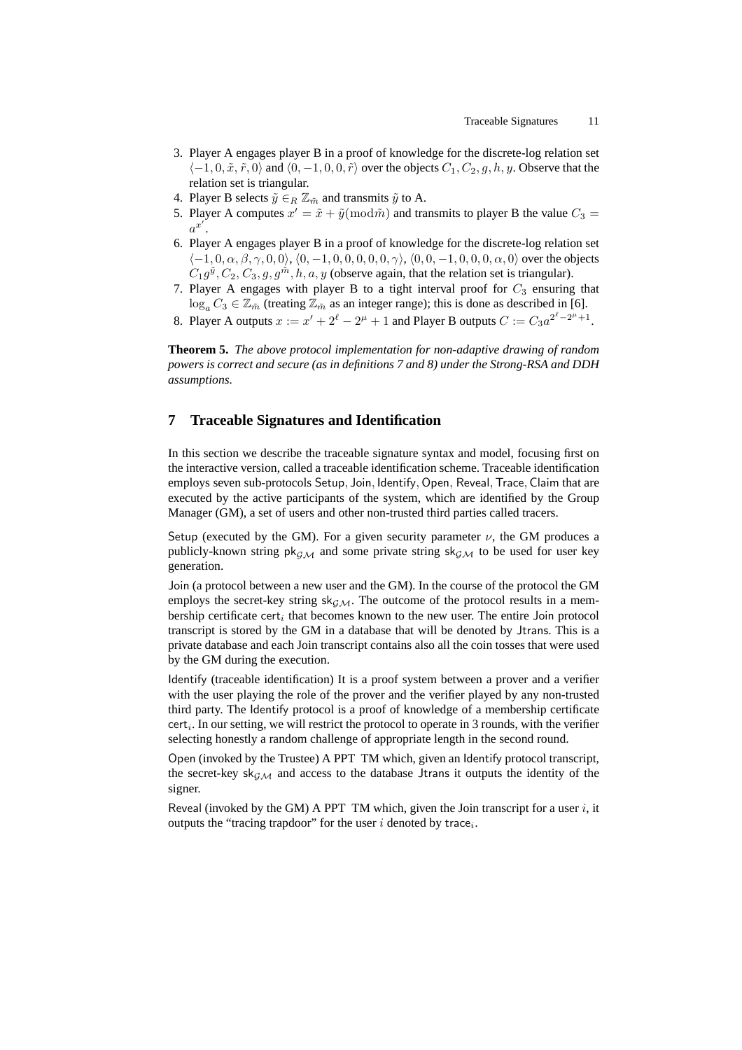3. Player A engages player B in a proof of knowledge for the discrete-log relation set $\langle -1, 0, \tilde{x}, \tilde{r}, 0 \rangle$ and $\langle 0, -1, 0, 0, \tilde{r} \rangle$ over the objects $C_1, C_2, g, h, y$. Observe that the relation set is triangular.
4. Player B selects $\tilde{y} \in_R \mathbb{Z}_{\tilde{m}}$ and transmits $\tilde{y}$ to A.
5. Player A computes $x' = \tilde{x} + \tilde{y} (\mathrm{mod} \tilde{m})$ and transmits to player B the value $C_3 = a^{x'}$.
6. Player A engages player B in a proof of knowledge for the discrete-log relation set $\langle -1, 0, \alpha, \beta, \gamma, 0, 0 \rangle$, $\langle 0, -1, 0, 0, 0, 0, 0, \gamma \rangle$, $\langle 0, 0, -1, 0, 0, 0, \alpha, 0 \rangle$ over the objects $C_1 g^{\tilde{y}}, C_2, C_3, g, g^{\tilde{m}}, h, a, y$ (observe again, that the relation set is triangular).
7. Player A engages with player B to a tight interval proof for $C_3$ ensuring that $\log_a C_3 \in \mathbb{Z}_{\tilde{m}}$ (treating $\mathbb{Z}_{\tilde{m}}$ as an integer range); this is done as described in [6].
8. Player A outputs $x := x' + 2^{\ell} - 2^{\mu} + 1$ and Player B outputs $C := C_3 a^{2^{\ell} - 2^{\mu} + 1}$.

**Theorem 5.** *The above protocol implementation for non-adaptive drawing of random powers is correct and secure (as in definitions 7 and 8) under the Strong-RSA and DDH assumptions.*

## 7 Traceable Signatures and Identification

In this section we describe the traceable signature syntax and model, focusing first on the interactive version, called a traceable identification scheme. Traceable identification employs seven sub-protocols Setup, Join, Identify, Open, Reveal, Trace, Claim that are executed by the active participants of the system, which are identified by the Group Manager (GM), a set of users and other non-trusted third parties called tracers.

Setup (executed by the GM). For a given security parameter $\nu$, the GM produces a publicly-known string $\mathsf{pk}_{\mathcal{GM}}$ and some private string $\mathsf{sk}_{\mathcal{GM}}$ to be used for user key generation.

Join (a protocol between a new user and the GM). In the course of the protocol the GM employs the secret-key string $\mathsf{sk}_{\mathcal{GM}}$. The outcome of the protocol results in a membership certificate $\mathsf{cert}_i$ that becomes known to the new user. The entire Join protocol transcript is stored by the GM in a database that will be denoted by Jtrans. This is a private database and each Join transcript contains also all the coin tosses that were used by the GM during the execution.

Identify (traceable identification) It is a proof system between a prover and a verifier with the user playing the role of the prover and the verifier played by any non-trusted third party. The Identify protocol is a proof of knowledge of a membership certificate $\mathsf{cert}_i$. In our setting, we will restrict the protocol to operate in 3 rounds, with the verifier selecting honestly a random challenge of appropriate length in the second round.

Open (invoked by the Trustee) A PPT TM which, given an Identify protocol transcript, the secret-key $\mathsf{sk}_{\mathcal{GM}}$ and access to the database Jtrans it outputs the identity of the signer.

Reveal (invoked by the GM) A PPT TM which, given the Join transcript for a user $i$, it outputs the "tracing trapdoor" for the user $i$ denoted by $\mathsf{trace}_i$.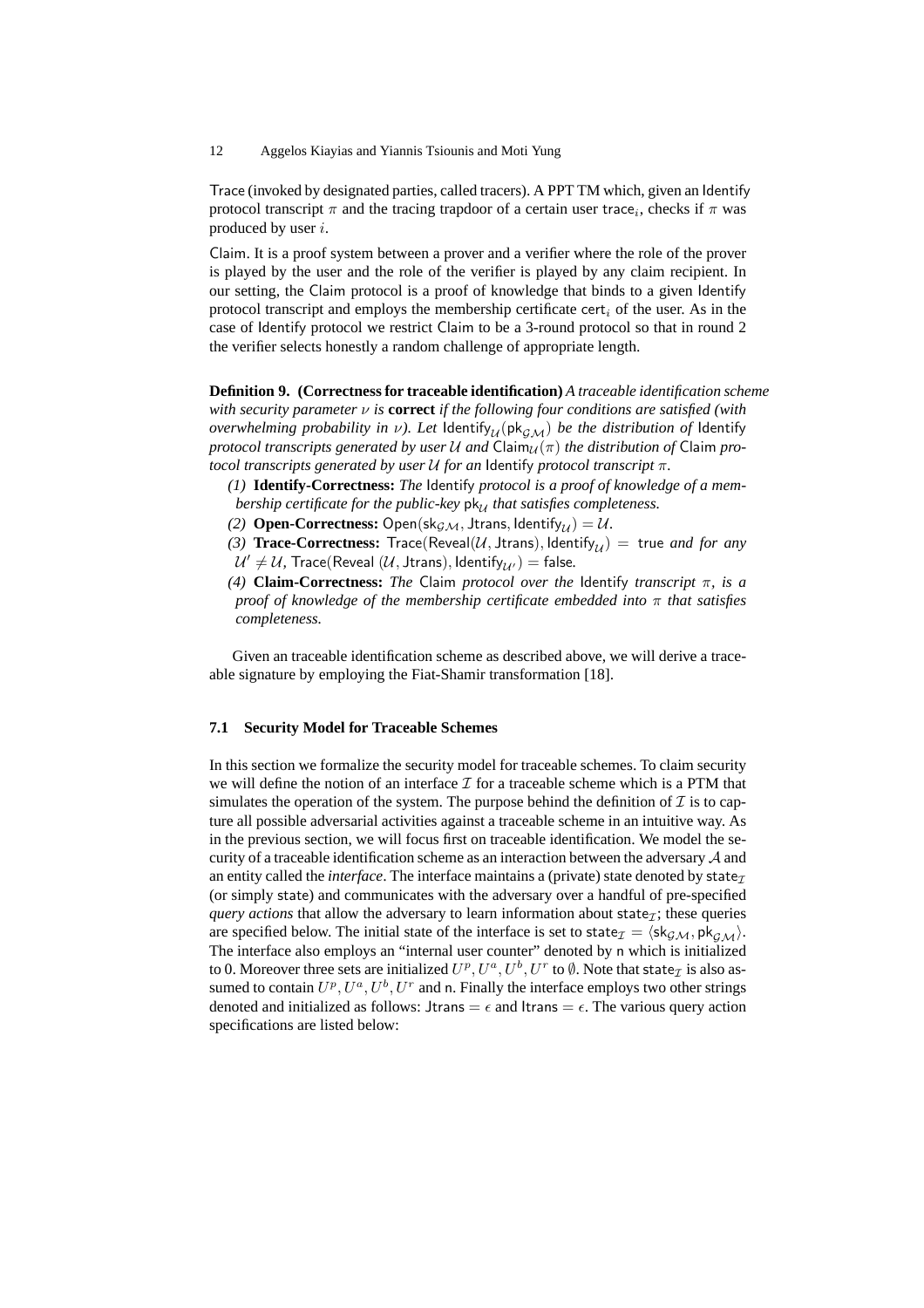$\mathsf{Trace}$ (invoked by designated parties, called tracers). A PPT TM which, given an $\mathsf{Identify}$ protocol transcript $\pi$ and the tracing trapdoor of a certain user $\mathsf{trace}_i$, checks if $\pi$ was produced by user $i$.

$\mathsf{Claim}$. It is a proof system between a prover and a verifier where the role of the prover is played by the user and the role of the verifier is played by any claim recipient. In our setting, the $\mathsf{Claim}$ protocol is a proof of knowledge that binds to a given $\mathsf{Identify}$ protocol transcript and employs the membership certificate $\mathsf{cert}_i$ of the user. As in the case of $\mathsf{Identify}$ protocol we restrict $\mathsf{Claim}$ to be a 3-round protocol so that in round 2 the verifier selects honestly a random challenge of appropriate length.

**Definition 9. (Correctness for traceable identification)** *A traceable identification scheme with security parameter $\nu$ is* **correct** *if the following four conditions are satisfied (with overwhelming probability in $\nu$). Let $\mathsf{Identify}_{\mathcal{U}}(\mathsf{pk}_{\mathcal{GM}})$ be the distribution of $\mathsf{Identify}$ protocol transcripts generated by user $\mathcal{U}$ and $\mathsf{Claim}_{\mathcal{U}}(\pi)$ the distribution of $\mathsf{Claim}$ protocol transcripts generated by user $\mathcal{U}$ for an $\mathsf{Identify}$ protocol transcript $\pi$.*

*(1)* **Identify-Correctness:** *The $\mathsf{Identify}$ protocol is a proof of knowledge of a membership certificate for the public-key $\mathsf{pk}_{\mathcal{U}}$ that satisfies completeness.*

*(2)* **Open-Correctness:** $\mathsf{Open}(\mathsf{sk}_{\mathcal{GM}}, \mathsf{Jtrans}, \mathsf{Identify}_{\mathcal{U}}) = \mathcal{U}$.

*(3)* **Trace-Correctness:** $\mathsf{Trace}(\mathsf{Reveal}(\mathcal{U}, \mathsf{Jtrans}), \mathsf{Identify}_{\mathcal{U}}) = \mathsf{true}$ *and for any $\mathcal{U}' \neq \mathcal{U}$,* $\mathsf{Trace}(\mathsf{Reveal}\ (\mathcal{U}, \mathsf{Jtrans}), \mathsf{Identify}_{\mathcal{U}'}) = \mathsf{false}$.

*(4)* **Claim-Correctness:** *The $\mathsf{Claim}$ protocol over the $\mathsf{Identify}$ transcript $\pi$, is a proof of knowledge of the membership certificate embedded into $\pi$ that satisfies completeness.*

Given an traceable identification scheme as described above, we will derive a traceable signature by employing the Fiat-Shamir transformation [18].

### 7.1 Security Model for Traceable Schemes

In this section we formalize the security model for traceable schemes. To claim security we will define the notion of an interface $\mathcal{I}$ for a traceable scheme which is a PTM that simulates the operation of the system. The purpose behind the definition of $\mathcal{I}$ is to capture all possible adversarial activities against a traceable scheme in an intuitive way. As in the previous section, we will focus first on traceable identification. We model the security of a traceable identification scheme as an interaction between the adversary $\mathcal{A}$ and an entity called the *interface*. The interface maintains a (private) state denoted by $\mathsf{state}_{\mathcal{I}}$ (or simply $\mathsf{state}$) and communicates with the adversary over a handful of pre-specified *query actions* that allow the adversary to learn information about $\mathsf{state}_{\mathcal{I}}$; these queries are specified below. The initial state of the interface is set to $\mathsf{state}_{\mathcal{I}} = \langle \mathsf{sk}_{\mathcal{GM}}, \mathsf{pk}_{\mathcal{GM}} \rangle$. The interface also employs an "internal user counter" denoted by $\mathsf{n}$ which is initialized to 0. Moreover three sets are initialized $U^p, U^a, U^b, U^r$ to $\emptyset$. Note that $\mathsf{state}_{\mathcal{I}}$ is also assumed to contain $U^p, U^a, U^b, U^r$ and $\mathsf{n}$. Finally the interface employs two other strings denoted and initialized as follows: $\mathsf{Jtrans} = \epsilon$ and $\mathsf{Itrans} = \epsilon$. The various query action specifications are listed below: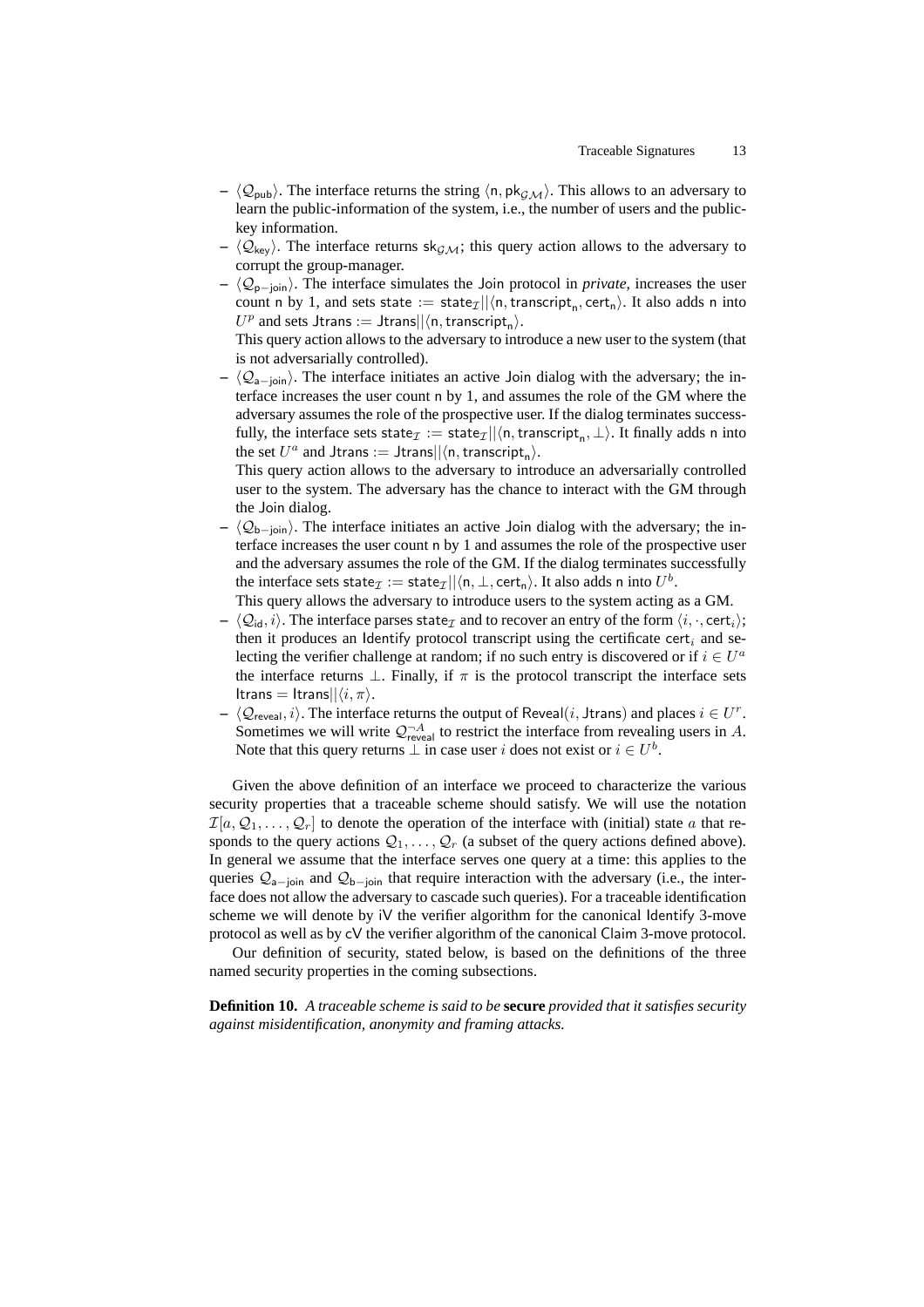- $\langle \mathcal{Q}_{\mathsf{pub}} \rangle$. The interface returns the string $\langle \mathsf{n}, \mathsf{pk}_{\mathcal{GM}} \rangle$. This allows to an adversary to learn the public-information of the system, i.e., the number of users and the public-key information.
- $\langle \mathcal{Q}_{\mathsf{key}} \rangle$. The interface returns $\mathsf{sk}_{\mathcal{GM}}$; this query action allows to the adversary to corrupt the group-manager.
- $\langle \mathcal{Q}_{\mathsf{p-join}} \rangle$. The interface simulates the Join protocol in *private*, increases the user count n by 1, and sets $\mathsf{state} := \mathsf{state}_{\mathcal{I}} || \langle \mathsf{n}, \mathsf{transcript}_{\mathsf{n}}, \mathsf{cert}_{\mathsf{n}} \rangle$. It also adds n into $U^p$ and sets $\mathsf{Jtrans} := \mathsf{Jtrans} || \langle \mathsf{n}, \mathsf{transcript}_{\mathsf{n}} \rangle$.
  This query action allows to the adversary to introduce a new user to the system (that is not adversarially controlled).
- $\langle \mathcal{Q}_{\mathsf{a-join}} \rangle$. The interface initiates an active Join dialog with the adversary; the interface increases the user count n by 1, and assumes the role of the GM where the adversary assumes the role of the prospective user. If the dialog terminates successfully, the interface sets $\mathsf{state}_{\mathcal{I}} := \mathsf{state}_{\mathcal{I}} || \langle \mathsf{n}, \mathsf{transcript}_{\mathsf{n}}, \perp \rangle$. It finally adds n into the set $U^a$ and $\mathsf{Jtrans} := \mathsf{Jtrans} || \langle \mathsf{n}, \mathsf{transcript}_{\mathsf{n}} \rangle$.
  This query action allows to the adversary to introduce an adversarially controlled user to the system. The adversary has the chance to interact with the GM through the Join dialog.
- $\langle \mathcal{Q}_{\mathsf{b-join}} \rangle$. The interface initiates an active Join dialog with the adversary; the interface increases the user count n by 1 and assumes the role of the prospective user and the adversary assumes the role of the GM. If the dialog terminates successfully the interface sets $\mathsf{state}_{\mathcal{I}} := \mathsf{state}_{\mathcal{I}} || \langle \mathsf{n}, \perp, \mathsf{cert}_{\mathsf{n}} \rangle$. It also adds n into $U^b$.
  This query allows the adversary to introduce users to the system acting as a GM.
- $\langle \mathcal{Q}_{\mathsf{id}}, i \rangle$. The interface parses $\mathsf{state}_{\mathcal{I}}$ and to recover an entry of the form $\langle i, \cdot, \mathsf{cert}_i \rangle$; then it produces an Identify protocol transcript using the certificate $\mathsf{cert}_i$ and selecting the verifier challenge at random; if no such entry is discovered or if $i \in U^a$ the interface returns $\perp$. Finally, if $\pi$ is the protocol transcript the interface sets $\mathsf{Itrans} = \mathsf{Itrans} || \langle i, \pi \rangle$.
- $\langle \mathcal{Q}_{\mathsf{reveal}}, i \rangle$. The interface returns the output of $\mathsf{Reveal}(i, \mathsf{Jtrans})$ and places $i \in U^r$. Sometimes we will write $\mathcal{Q}^{\neg A}_{\mathsf{reveal}}$ to restrict the interface from revealing users in $A$. Note that this query returns $\perp$ in case user $i$ does not exist or $i \in U^b$.

Given the above definition of an interface we proceed to characterize the various security properties that a traceable scheme should satisfy. We will use the notation $\mathcal{I}[a, \mathcal{Q}_1, \ldots, \mathcal{Q}_r]$ to denote the operation of the interface with (initial) state $a$ that responds to the query actions $\mathcal{Q}_1, \ldots, \mathcal{Q}_r$ (a subset of the query actions defined above). In general we assume that the interface serves one query at a time: this applies to the queries $\mathcal{Q}_{\mathsf{a-join}}$ and $\mathcal{Q}_{\mathsf{b-join}}$ that require interaction with the adversary (i.e., the interface does not allow the adversary to cascade such queries). For a traceable identification scheme we will denote by iV the verifier algorithm for the canonical Identify 3-move protocol as well as by cV the verifier algorithm of the canonical Claim 3-move protocol.

Our definition of security, stated below, is based on the definitions of the three named security properties in the coming subsections.

**Definition 10.** *A traceable scheme is said to be* **secure** *provided that it satisfies security against misidentification, anonymity and framing attacks.*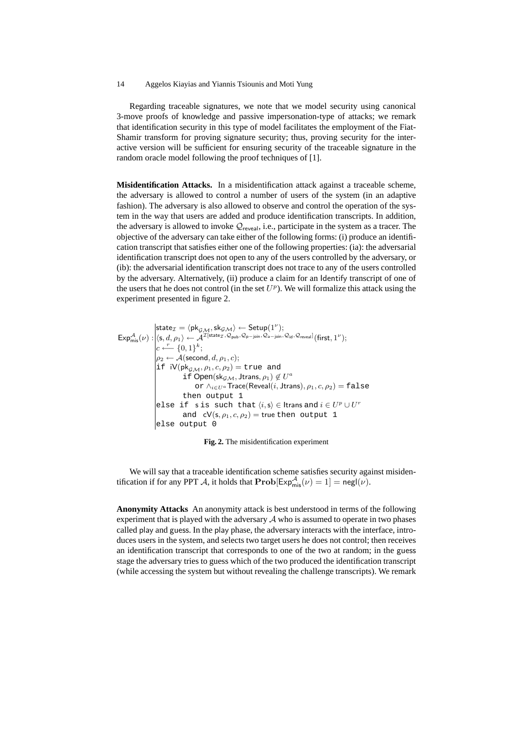Regarding traceable signatures, we note that we model security using canonical 3-move proofs of knowledge and passive impersonation-type of attacks; we remark that identification security in this type of model facilitates the employment of the Fiat-Shamir transform for proving signature security; thus, proving security for the interactive version will be sufficient for ensuring security of the traceable signature in the random oracle model following the proof techniques of [1].

**Misidentification Attacks.** In a misidentification attack against a traceable scheme, the adversary is allowed to control a number of users of the system (in an adaptive fashion). The adversary is also allowed to observe and control the operation of the system in the way that users are added and produce identification transcripts. In addition, the adversary is allowed to invoke $\mathcal{Q}_{\mathsf{reveal}}$, i.e., participate in the system as a tracer. The objective of the adversary can take either of the following forms: (i) produce an identification transcript that satisfies either one of the following properties: (ia): the adversarial identification transcript does not open to any of the users controlled by the adversary, or (ib): the adversarial identification transcript does not trace to any of the users controlled by the adversary. Alternatively, (ii) produce a claim for an Identify transcript of one of the users that he does not control (in the set $U^p$). We will formalize this attack using the experiment presented in figure 2.

$\mathsf{Exp}^{\mathcal{A}}_{\mathsf{mis}}(\nu)$ :
- $\mathsf{state}_{\mathcal{I}} = \langle \mathsf{pk}_{\mathcal{GM}}, \mathsf{sk}_{\mathcal{GM}} \rangle \leftarrow \mathsf{Setup}(1^{\nu})$;
- $\langle \mathsf{s}, d, \rho_1 \rangle \leftarrow \mathcal{A}^{\mathcal{I}[\mathsf{state}_{\mathcal{I}}, \mathcal{Q}_{\mathsf{pub}}, \mathcal{Q}_{\mathsf{p-join}}, \mathcal{Q}_{\mathsf{a-join}}, \mathcal{Q}_{\mathsf{id}}, \mathcal{Q}_{\mathsf{reveal}}]}(\mathsf{first}, 1^{\nu})$;
- $c \xleftarrow{r} \{0,1\}^k$;
- $\rho_2 \leftarrow \mathcal{A}(\mathsf{second}, d, \rho_1, c)$;
- `if` $\mathsf{iV}(\mathsf{pk}_{\mathcal{GM}}, \rho_1, c, \rho_2) = $ `true and`
  - `if` $\mathsf{Open}(\mathsf{sk}_{\mathcal{GM}}, \mathsf{Jtrans}, \rho_1) \notin U^a$
    - `or` $\wedge_{i \in U^a} \mathsf{Trace}(\mathsf{Reveal}(i, \mathsf{Jtrans}), \rho_1, c, \rho_2) = $ `false`
  - `then output 1`
- `else if` $\mathsf{s}$ `is such that` $\langle i, \mathsf{s} \rangle \in \mathsf{Itrans}$ and $i \in U^p \cup U^r$
  - `and` $\mathsf{cV}(\mathsf{s}, \rho_1, c, \rho_2) = \mathsf{true}$ `then output 1`
- `else output 0`

**Fig. 2.** The misidentification experiment

We will say that a traceable identification scheme satisfies security against misidentification if for any PPT $\mathcal{A}$, it holds that $\mathbf{Prob}[\mathsf{Exp}^{\mathcal{A}}_{\mathsf{mis}}(\nu) = 1] = \mathsf{negl}(\nu)$.

**Anonymity Attacks** An anonymity attack is best understood in terms of the following experiment that is played with the adversary $\mathcal{A}$ who is assumed to operate in two phases called play and guess. In the play phase, the adversary interacts with the interface, introduces users in the system, and selects two target users he does not control; then receives an identification transcript that corresponds to one of the two at random; in the guess stage the adversary tries to guess which of the two produced the identification transcript (while accessing the system but without revealing the challenge transcripts). We remark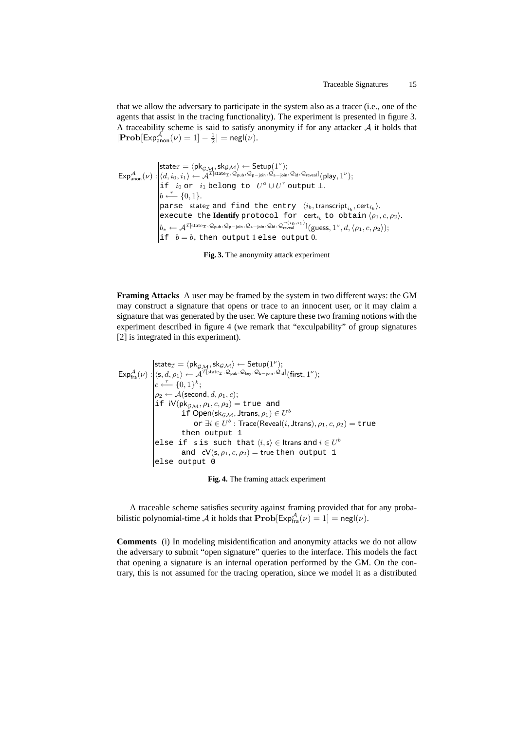that we allow the adversary to participate in the system also as a tracer (i.e., one of the agents that assist in the tracing functionality). The experiment is presented in figure 3. A traceability scheme is said to satisfy anonymity if for any attacker $\mathcal{A}$ it holds that $|\mathbf{Prob}[\mathsf{Exp}^{\mathcal{A}}_{\mathsf{anon}}(\nu) = 1] - \frac{1}{2}| = \mathsf{negl}(\nu)$.

$$
\mathsf{Exp}^{\mathcal{A}}_{\mathsf{anon}}(\nu) : \left|
\begin{array}{l}
\mathsf{state}_{\mathcal{I}} = \langle \mathsf{pk}_{\mathcal{GM}}, \mathsf{sk}_{\mathcal{GM}} \rangle \leftarrow \mathsf{Setup}(1^{\nu}); \\
\langle d, i_0, i_1 \rangle \leftarrow \mathcal{A}^{\mathcal{I}[\mathsf{state}_{\mathcal{I}}, \mathcal{Q}_{\mathsf{pub}}, \mathcal{Q}_{\mathsf{p-join}}, \mathcal{Q}_{\mathsf{a-join}}, \mathcal{Q}_{\mathsf{id}}, \mathcal{Q}_{\mathsf{reveal}}]}(\mathsf{play}, 1^{\nu}); \\
\texttt{if } i_0 \texttt{ or } i_1 \texttt{ belong to } U^a \cup U^r \texttt{ output } \perp. \\
b \xleftarrow{r} \{0, 1\}. \\
\texttt{parse } \mathsf{state}_{\mathcal{I}} \texttt{ and find the entry } \langle i_b, \mathsf{transcript}_{i_b}, \mathsf{cert}_{i_b} \rangle. \\
\texttt{execute the } \textbf{Identify} \texttt{ protocol for } \mathsf{cert}_{i_b} \texttt{ to obtain } \langle \rho_1, c, \rho_2 \rangle. \\
b_* \leftarrow \mathcal{A}^{\mathcal{I}[\mathsf{state}_{\mathcal{I}}, \mathcal{Q}_{\mathsf{pub}}, \mathcal{Q}_{\mathsf{p-join}}, \mathcal{Q}_{\mathsf{a-join}}, \mathcal{Q}_{\mathsf{id}}, \mathcal{Q}^{\neg(i_0, i_1)}_{\mathsf{reveal}}]}(\mathsf{guess}, 1^{\nu}, d, \langle \rho_1, c, \rho_2 \rangle); \\
\texttt{if } b = b_* \texttt{ then output } 1 \texttt{ else output } 0.
\end{array}
\right.
$$

**Fig. 3.** The anonymity attack experiment

**Framing Attacks** A user may be framed by the system in two different ways: the GM may construct a signature that opens or trace to an innocent user, or it may claim a signature that was generated by the user. We capture these two framing notions with the experiment described in figure 4 (we remark that "exculpability" of group signatures [2] is integrated in this experiment).

$$
\mathsf{Exp}^{\mathcal{A}}_{\mathsf{fra}}(\nu) : \left|
\begin{array}{l}
\mathsf{state}_{\mathcal{I}} = \langle \mathsf{pk}_{\mathcal{GM}}, \mathsf{sk}_{\mathcal{GM}} \rangle \leftarrow \mathsf{Setup}(1^{\nu}); \\
\langle \mathsf{s}, d, \rho_1 \rangle \leftarrow \mathcal{A}^{\mathcal{I}[\mathsf{state}_{\mathcal{I}}, \mathcal{Q}_{\mathsf{pub}}, \mathcal{Q}_{\mathsf{key}}, \mathcal{Q}_{\mathsf{b-join}}, \mathcal{Q}_{\mathsf{id}}]}(\mathsf{first}, 1^{\nu}); \\
c \xleftarrow{r} \{0, 1\}^k; \\
\rho_2 \leftarrow \mathcal{A}(\mathsf{second}, d, \rho_1, c); \\
\texttt{if } \mathsf{iV}(\mathsf{pk}_{\mathcal{GM}}, \rho_1, c, \rho_2) = \texttt{true and} \\
\qquad \texttt{if } \mathsf{Open}(\mathsf{sk}_{\mathcal{GM}}, \mathsf{Jtrans}, \rho_1) \in U^b \\
\qquad\quad \texttt{or } \exists i \in U^b : \mathsf{Trace}(\mathsf{Reveal}(i, \mathsf{Jtrans}), \rho_1, c, \rho_2) = \texttt{true} \\
\qquad \texttt{then output } 1 \\
\texttt{else if } \mathsf{s} \texttt{ is such that } \langle i, \mathsf{s} \rangle \in \mathsf{Itrans} \texttt{ and } i \in U^b \\
\qquad \texttt{and } \mathsf{cV}(\mathsf{s}, \rho_1, c, \rho_2) = \mathsf{true} \texttt{ then output } 1 \\
\texttt{else output } 0
\end{array}
\right.
$$

**Fig. 4.** The framing attack experiment

A traceable scheme satisfies security against framing provided that for any probabilistic polynomial-time $\mathcal{A}$ it holds that $\mathbf{Prob}[\mathsf{Exp}^{\mathcal{A}}_{\mathsf{fra}}(\nu) = 1] = \mathsf{negl}(\nu)$.

**Comments** (i) In modeling misidentification and anonymity attacks we do not allow the adversary to submit "open signature" queries to the interface. This models the fact that opening a signature is an internal operation performed by the GM. On the contrary, this is not assumed for the tracing operation, since we model it as a distributed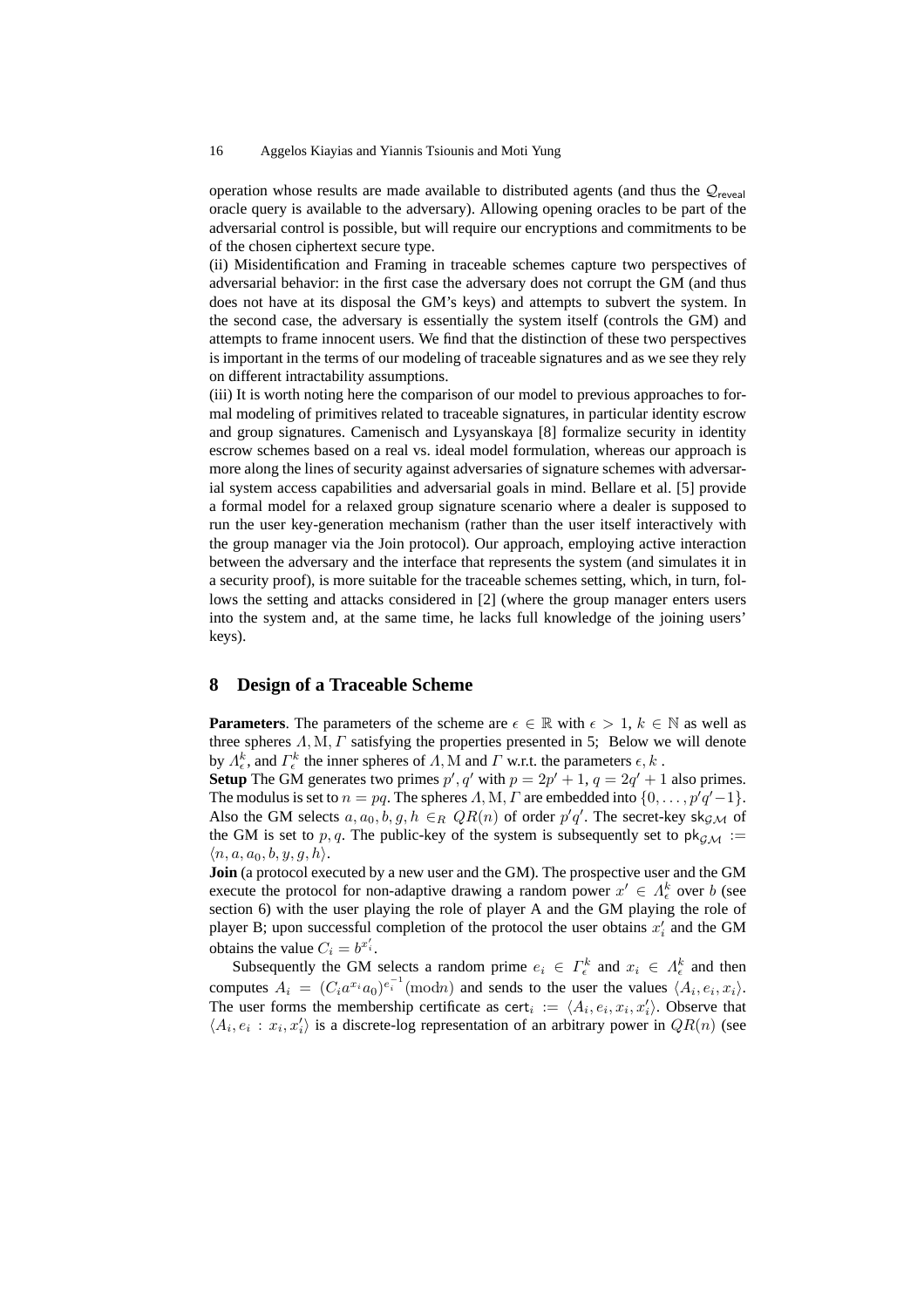operation whose results are made available to distributed agents (and thus the $\mathcal{Q}_{\mathsf{reveal}}$ oracle query is available to the adversary). Allowing opening oracles to be part of the adversarial control is possible, but will require our encryptions and commitments to be of the chosen ciphertext secure type.

(ii) Misidentification and Framing in traceable schemes capture two perspectives of adversarial behavior: in the first case the adversary does not corrupt the GM (and thus does not have at its disposal the GM's keys) and attempts to subvert the system. In the second case, the adversary is essentially the system itself (controls the GM) and attempts to frame innocent users. We find that the distinction of these two perspectives is important in the terms of our modeling of traceable signatures and as we see they rely on different intractability assumptions.

(iii) It is worth noting here the comparison of our model to previous approaches to formal modeling of primitives related to traceable signatures, in particular identity escrow and group signatures. Camenisch and Lysyanskaya [8] formalize security in identity escrow schemes based on a real vs. ideal model formulation, whereas our approach is more along the lines of security against adversaries of signature schemes with adversarial system access capabilities and adversarial goals in mind. Bellare et al. [5] provide a formal model for a relaxed group signature scenario where a dealer is supposed to run the user key-generation mechanism (rather than the user itself interactively with the group manager via the Join protocol). Our approach, employing active interaction between the adversary and the interface that represents the system (and simulates it in a security proof), is more suitable for the traceable schemes setting, which, in turn, follows the setting and attacks considered in [2] (where the group manager enters users into the system and, at the same time, he lacks full knowledge of the joining users' keys).

## 8 Design of a Traceable Scheme

**Parameters**. The parameters of the scheme are $\epsilon \in \mathbb{R}$ with $\epsilon > 1$, $k \in \mathbb{N}$ as well as three spheres $\Lambda, \mathrm{M}, \Gamma$ satisfying the properties presented in 5; Below we will denote by $\Lambda_\epsilon^k$, and $\Gamma_\epsilon^k$ the inner spheres of $\Lambda, \mathrm{M}$ and $\Gamma$ w.r.t. the parameters $\epsilon, k$ .

**Setup** The GM generates two primes $p', q'$ with $p = 2p' + 1$, $q = 2q' + 1$ also primes. The modulus is set to $n = pq$. The spheres $\Lambda, \mathrm{M}, \Gamma$ are embedded into $\{0, \ldots, p'q' - 1\}$. Also the GM selects $a, a_0, b, g, h \in_R QR(n)$ of order $p'q'$. The secret-key $\mathsf{sk}_{\mathcal{GM}}$ of the GM is set to $p, q$. The public-key of the system is subsequently set to $\mathsf{pk}_{\mathcal{GM}} := \langle n, a, a_0, b, y, g, h \rangle$.

**Join** (a protocol executed by a new user and the GM). The prospective user and the GM execute the protocol for non-adaptive drawing a random power $x' \in \Lambda_\epsilon^k$ over $b$ (see section 6) with the user playing the role of player A and the GM playing the role of player B; upon successful completion of the protocol the user obtains $x_i'$ and the GM obtains the value $C_i = b^{x_i'}$.

Subsequently the GM selects a random prime $e_i \in \Gamma_\epsilon^k$ and $x_i \in \Lambda_\epsilon^k$ and then computes $A_i = (C_i a^{x_i} a_0)^{e_i^{-1}} (\mathrm{mod} n)$ and sends to the user the values $\langle A_i, e_i, x_i \rangle$. The user forms the membership certificate as $\mathsf{cert}_i := \langle A_i, e_i, x_i, x_i' \rangle$. Observe that $\langle A_i, e_i : x_i, x_i' \rangle$ is a discrete-log representation of an arbitrary power in $QR(n)$ (see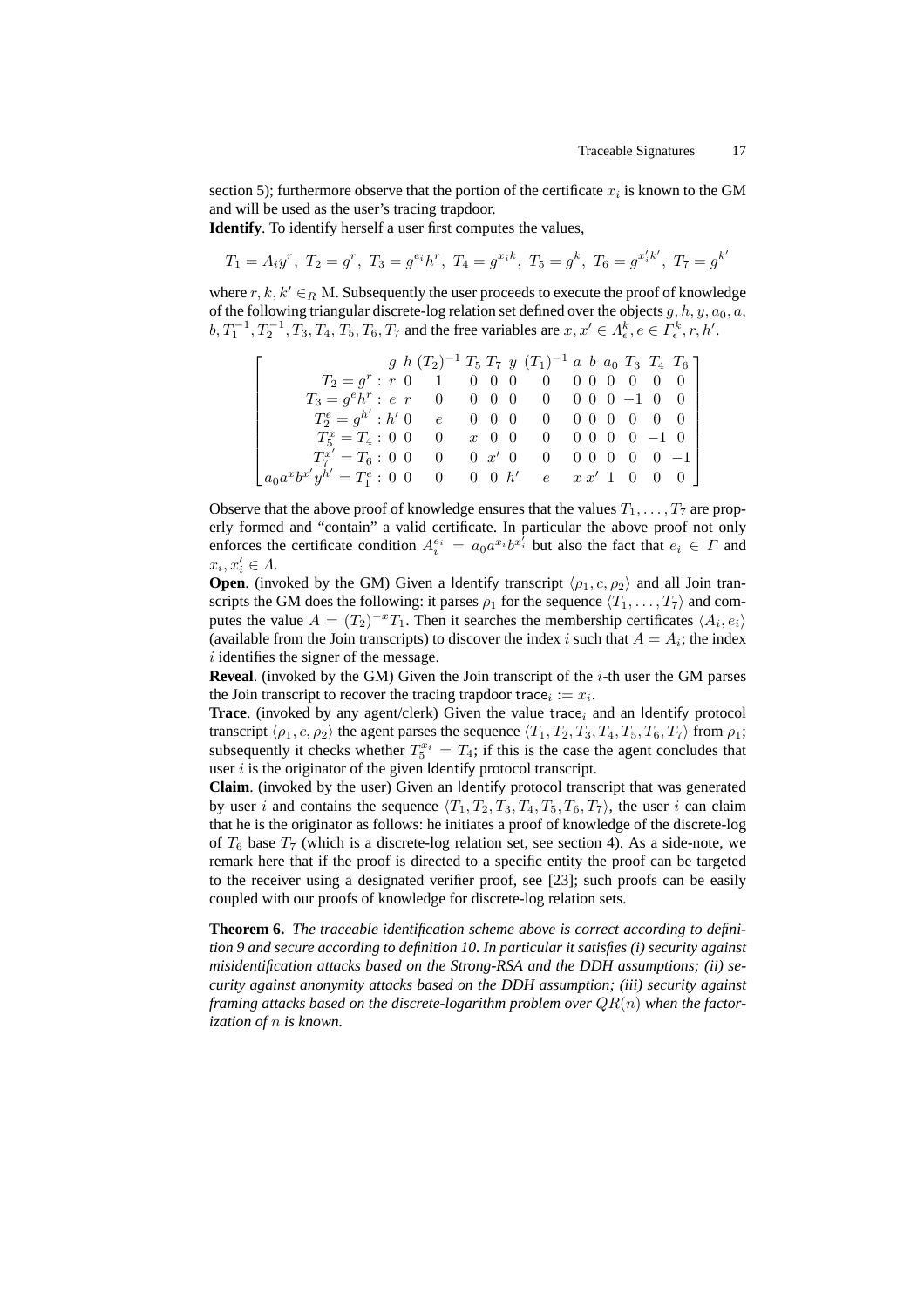section 5); furthermore observe that the portion of the certificate $x_i$ is known to the GM and will be used as the user's tracing trapdoor.

**Identify**. To identify herself a user first computes the values,

$$T_1 = A_i y^r,\ T_2 = g^r,\ T_3 = g^{e_i} h^r,\ T_4 = g^{x_i k},\ T_5 = g^k,\ T_6 = g^{x_i' k'},\ T_7 = g^{k'}$$

where $r, k, k' \in_R \mathbb{M}$. Subsequently the user proceeds to execute the proof of knowledge of the following triangular discrete-log relation set defined over the objects $g, h, y, a_0, a, b, T_1^{-1}, T_2^{-1}, T_3, T_4, T_5, T_6, T_7$ and the free variables are $x, x' \in \Lambda_\epsilon^k, e \in \Gamma_\epsilon^k, r, h'$.

$$\begin{bmatrix}
 & g & h & (T_2)^{-1} & T_5 & T_7 & y & (T_1)^{-1} & a & b & a_0 & T_3 & T_4 & T_6 \\
T_2 = g^r : & r & 0 & 1 & 0 & 0 & 0 & 0 & 0 & 0 & 0 & 0 & 0 & 0 \\
T_3 = g^e h^r : & e & r & 0 & 0 & 0 & 0 & 0 & 0 & 0 & 0 & -1 & 0 & 0 \\
T_2^e = g^{h'} : & h' & 0 & e & 0 & 0 & 0 & 0 & 0 & 0 & 0 & 0 & 0 & 0 \\
T_5^x = T_4 : & 0 & 0 & 0 & x & 0 & 0 & 0 & 0 & 0 & 0 & 0 & -1 & 0 \\
T_7^{x'} = T_6 : & 0 & 0 & 0 & 0 & x' & 0 & 0 & 0 & 0 & 0 & 0 & 0 & -1 \\
a_0 a^x b^{x'} y^{h'} = T_1^e : & 0 & 0 & 0 & 0 & 0 & h' & e & x & x' & 1 & 0 & 0 & 0
\end{bmatrix}$$

Observe that the above proof of knowledge ensures that the values $T_1, \ldots, T_7$ are properly formed and "contain" a valid certificate. In particular the above proof not only enforces the certificate condition $A_i^{e_i} = a_0 a^{x_i} b^{x_i'}$ but also the fact that $e_i \in \Gamma$ and $x_i, x_i' \in \Lambda$.

**Open**. (invoked by the GM) Given a Identify transcript $\langle \rho_1, c, \rho_2 \rangle$ and all Join transcripts the GM does the following: it parses $\rho_1$ for the sequence $\langle T_1, \ldots, T_7 \rangle$ and computes the value $A = (T_2)^{-x} T_1$. Then it searches the membership certificates $\langle A_i, e_i \rangle$ (available from the Join transcripts) to discover the index $i$ such that $A = A_i$; the index $i$ identifies the signer of the message.

**Reveal**. (invoked by the GM) Given the Join transcript of the $i$-th user the GM parses the Join transcript to recover the tracing trapdoor $\mathsf{trace}_i := x_i$.

**Trace**. (invoked by any agent/clerk) Given the value $\mathsf{trace}_i$ and an Identify protocol transcript $\langle \rho_1, c, \rho_2 \rangle$ the agent parses the sequence $\langle T_1, T_2, T_3, T_4, T_5, T_6, T_7 \rangle$ from $\rho_1$; subsequently it checks whether $T_5^{x_i} = T_4$; if this is the case the agent concludes that user $i$ is the originator of the given Identify protocol transcript.

**Claim**. (invoked by the user) Given an Identify protocol transcript that was generated by user $i$ and contains the sequence $\langle T_1, T_2, T_3, T_4, T_5, T_6, T_7 \rangle$, the user $i$ can claim that he is the originator as follows: he initiates a proof of knowledge of the discrete-log of $T_6$ base $T_7$ (which is a discrete-log relation set, see section 4). As a side-note, we remark here that if the proof is directed to a specific entity the proof can be targeted to the receiver using a designated verifier proof, see [23]; such proofs can be easily coupled with our proofs of knowledge for discrete-log relation sets.

**Theorem 6.** *The traceable identification scheme above is correct according to definition 9 and secure according to definition 10. In particular it satisfies (i) security against misidentification attacks based on the Strong-RSA and the DDH assumptions; (ii) security against anonymity attacks based on the DDH assumption; (iii) security against framing attacks based on the discrete-logarithm problem over $QR(n)$ when the factorization of $n$ is known.*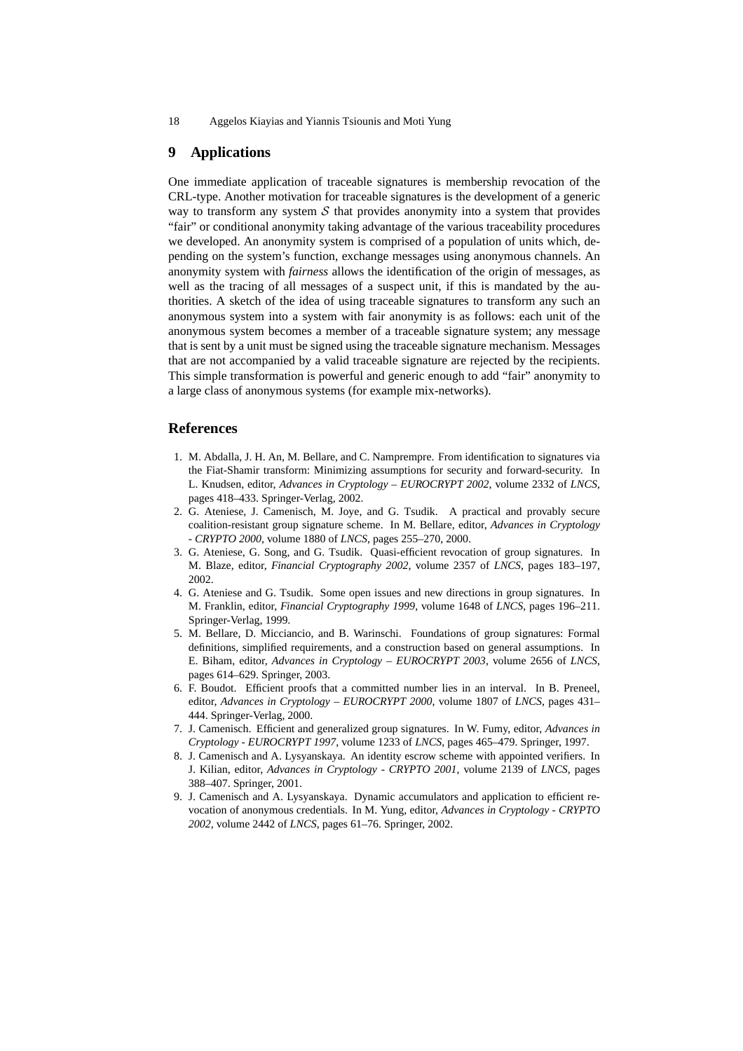## 9 Applications

One immediate application of traceable signatures is membership revocation of the CRL-type. Another motivation for traceable signatures is the development of a generic way to transform any system $\mathcal{S}$ that provides anonymity into a system that provides "fair" or conditional anonymity taking advantage of the various traceability procedures we developed. An anonymity system is comprised of a population of units which, depending on the system's function, exchange messages using anonymous channels. An anonymity system with *fairness* allows the identification of the origin of messages, as well as the tracing of all messages of a suspect unit, if this is mandated by the authorities. A sketch of the idea of using traceable signatures to transform any such an anonymous system into a system with fair anonymity is as follows: each unit of the anonymous system becomes a member of a traceable signature system; any message that is sent by a unit must be signed using the traceable signature mechanism. Messages that are not accompanied by a valid traceable signature are rejected by the recipients. This simple transformation is powerful and generic enough to add "fair" anonymity to a large class of anonymous systems (for example mix-networks).

## References

1. M. Abdalla, J. H. An, M. Bellare, and C. Namprempre. From identification to signatures via the Fiat-Shamir transform: Minimizing assumptions for security and forward-security. In L. Knudsen, editor, *Advances in Cryptology – EUROCRYPT 2002*, volume 2332 of *LNCS*, pages 418–433. Springer-Verlag, 2002.
2. G. Ateniese, J. Camenisch, M. Joye, and G. Tsudik. A practical and provably secure coalition-resistant group signature scheme. In M. Bellare, editor, *Advances in Cryptology - CRYPTO 2000*, volume 1880 of *LNCS*, pages 255–270, 2000.
3. G. Ateniese, G. Song, and G. Tsudik. Quasi-efficient revocation of group signatures. In M. Blaze, editor, *Financial Cryptography 2002*, volume 2357 of *LNCS*, pages 183–197, 2002.
4. G. Ateniese and G. Tsudik. Some open issues and new directions in group signatures. In M. Franklin, editor, *Financial Cryptography 1999*, volume 1648 of *LNCS*, pages 196–211. Springer-Verlag, 1999.
5. M. Bellare, D. Micciancio, and B. Warinschi. Foundations of group signatures: Formal definitions, simplified requirements, and a construction based on general assumptions. In E. Biham, editor, *Advances in Cryptology – EUROCRYPT 2003*, volume 2656 of *LNCS*, pages 614–629. Springer, 2003.
6. F. Boudot. Efficient proofs that a committed number lies in an interval. In B. Preneel, editor, *Advances in Cryptology – EUROCRYPT 2000*, volume 1807 of *LNCS*, pages 431–444. Springer-Verlag, 2000.
7. J. Camenisch. Efficient and generalized group signatures. In W. Fumy, editor, *Advances in Cryptology - EUROCRYPT 1997*, volume 1233 of *LNCS*, pages 465–479. Springer, 1997.
8. J. Camenisch and A. Lysyanskaya. An identity escrow scheme with appointed verifiers. In J. Kilian, editor, *Advances in Cryptology - CRYPTO 2001*, volume 2139 of *LNCS*, pages 388–407. Springer, 2001.
9. J. Camenisch and A. Lysyanskaya. Dynamic accumulators and application to efficient revocation of anonymous credentials. In M. Yung, editor, *Advances in Cryptology - CRYPTO 2002*, volume 2442 of *LNCS*, pages 61–76. Springer, 2002.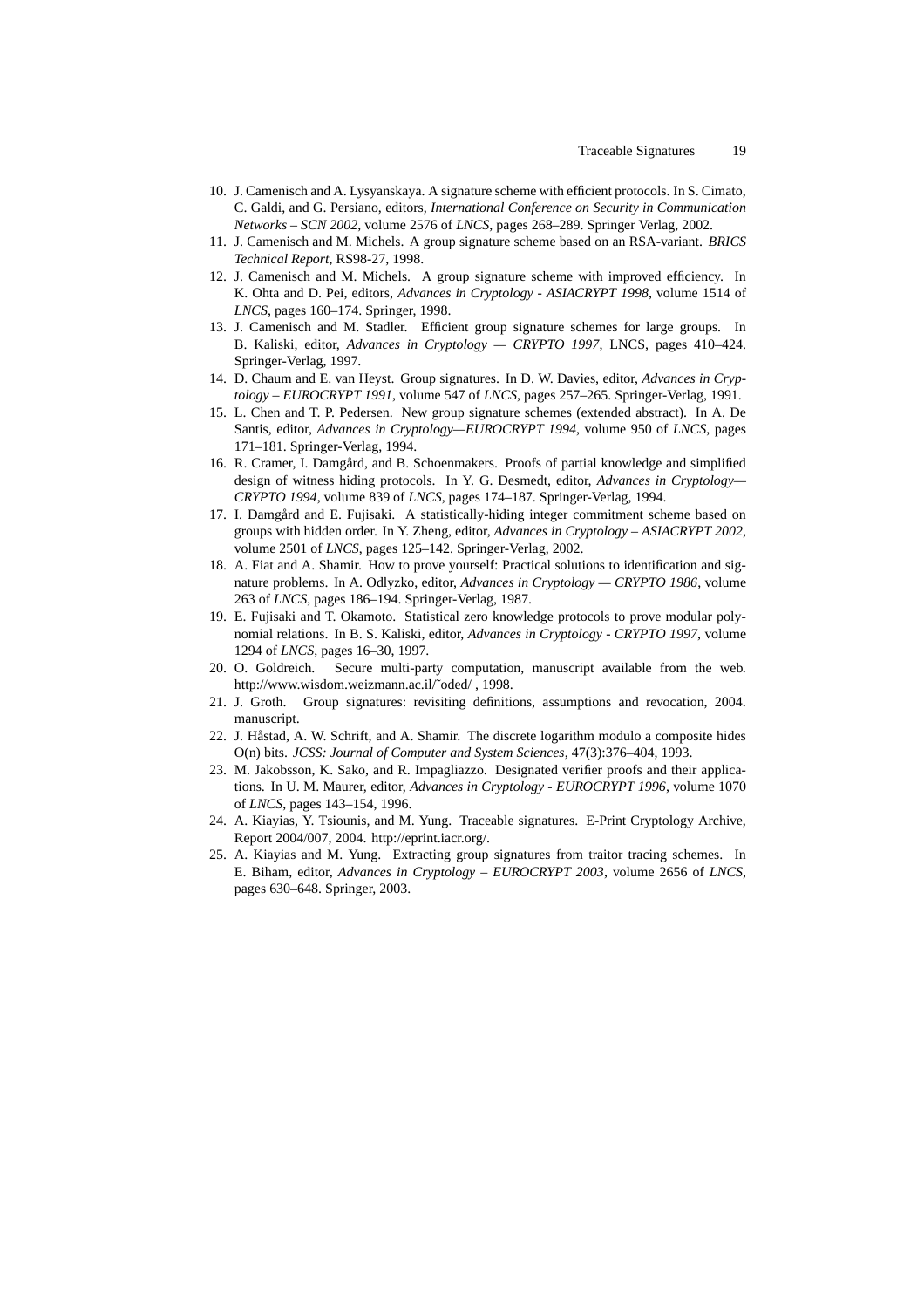10. J. Camenisch and A. Lysyanskaya. A signature scheme with efficient protocols. In S. Cimato, C. Galdi, and G. Persiano, editors, *International Conference on Security in Communication Networks – SCN 2002*, volume 2576 of *LNCS*, pages 268–289. Springer Verlag, 2002.
11. J. Camenisch and M. Michels. A group signature scheme based on an RSA-variant. *BRICS Technical Report*, RS98-27, 1998.
12. J. Camenisch and M. Michels. A group signature scheme with improved efficiency. In K. Ohta and D. Pei, editors, *Advances in Cryptology - ASIACRYPT 1998*, volume 1514 of *LNCS*, pages 160–174. Springer, 1998.
13. J. Camenisch and M. Stadler. Efficient group signature schemes for large groups. In B. Kaliski, editor, *Advances in Cryptology — CRYPTO 1997*, LNCS, pages 410–424. Springer-Verlag, 1997.
14. D. Chaum and E. van Heyst. Group signatures. In D. W. Davies, editor, *Advances in Cryptology – EUROCRYPT 1991*, volume 547 of *LNCS*, pages 257–265. Springer-Verlag, 1991.
15. L. Chen and T. P. Pedersen. New group signature schemes (extended abstract). In A. De Santis, editor, *Advances in Cryptology—EUROCRYPT 1994*, volume 950 of *LNCS*, pages 171–181. Springer-Verlag, 1994.
16. R. Cramer, I. Damgård, and B. Schoenmakers. Proofs of partial knowledge and simplified design of witness hiding protocols. In Y. G. Desmedt, editor, *Advances in Cryptology—CRYPTO 1994*, volume 839 of *LNCS*, pages 174–187. Springer-Verlag, 1994.
17. I. Damgård and E. Fujisaki. A statistically-hiding integer commitment scheme based on groups with hidden order. In Y. Zheng, editor, *Advances in Cryptology – ASIACRYPT 2002*, volume 2501 of *LNCS*, pages 125–142. Springer-Verlag, 2002.
18. A. Fiat and A. Shamir. How to prove yourself: Practical solutions to identification and signature problems. In A. Odlyzko, editor, *Advances in Cryptology — CRYPTO 1986*, volume 263 of *LNCS*, pages 186–194. Springer-Verlag, 1987.
19. E. Fujisaki and T. Okamoto. Statistical zero knowledge protocols to prove modular polynomial relations. In B. S. Kaliski, editor, *Advances in Cryptology - CRYPTO 1997*, volume 1294 of *LNCS*, pages 16–30, 1997.
20. O. Goldreich. Secure multi-party computation, manuscript available from the web. http://www.wisdom.weizmann.ac.il/˜oded/ , 1998.
21. J. Groth. Group signatures: revisiting definitions, assumptions and revocation, 2004. manuscript.
22. J. Håstad, A. W. Schrift, and A. Shamir. The discrete logarithm modulo a composite hides O(n) bits. *JCSS: Journal of Computer and System Sciences*, 47(3):376–404, 1993.
23. M. Jakobsson, K. Sako, and R. Impagliazzo. Designated verifier proofs and their applications. In U. M. Maurer, editor, *Advances in Cryptology - EUROCRYPT 1996*, volume 1070 of *LNCS*, pages 143–154, 1996.
24. A. Kiayias, Y. Tsiounis, and M. Yung. Traceable signatures. E-Print Cryptology Archive, Report 2004/007, 2004. http://eprint.iacr.org/.
25. A. Kiayias and M. Yung. Extracting group signatures from traitor tracing schemes. In E. Biham, editor, *Advances in Cryptology – EUROCRYPT 2003*, volume 2656 of *LNCS*, pages 630–648. Springer, 2003.